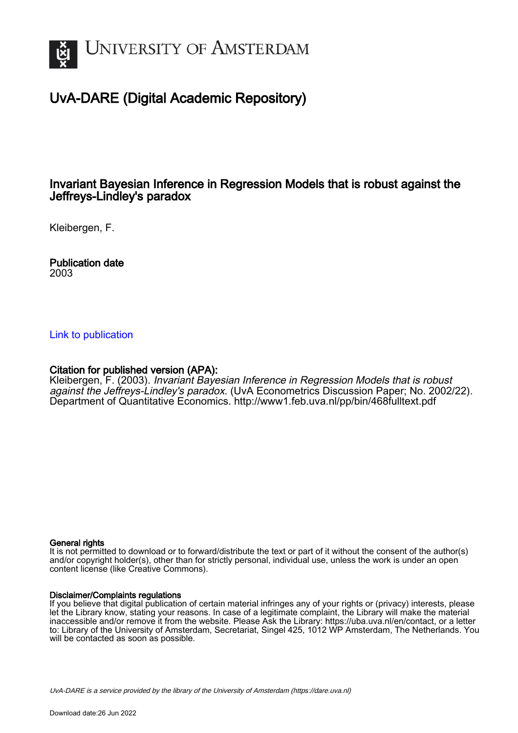# UvA-DARE (Digital Academic Repository)

## Invariant Bayesian Inference in Regression Models that is robust against the Jeffreys-Lindley's paradox

Kleibergen, F.

**Publication date**
2003

Link to publication

**Citation for published version (APA):**
Kleibergen, F. (2003). *Invariant Bayesian Inference in Regression Models that is robust against the Jeffreys-Lindley's paradox*. (UvA Econometrics Discussion Paper; No. 2002/22). Department of Quantitative Economics. http://www1.feb.uva.nl/pp/bin/468fulltext.pdf

**General rights**
It is not permitted to download or to forward/distribute the text or part of it without the consent of the author(s) and/or copyright holder(s), other than for strictly personal, individual use, unless the work is under an open content license (like Creative Commons).

**Disclaimer/Complaints regulations**
If you believe that digital publication of certain material infringes any of your rights or (privacy) interests, please let the Library know, stating your reasons. In case of a legitimate complaint, the Library will make the material inaccessible and/or remove it from the website. Please Ask the Library: https://uba.uva.nl/en/contact, or a letter to: Library of the University of Amsterdam, Secretariat, Singel 425, 1012 WP Amsterdam, The Netherlands. You will be contacted as soon as possible.

UvA-DARE is a service provided by the library of the University of Amsterdam (https://dare.uva.nl)

Download date:26 Jun 2022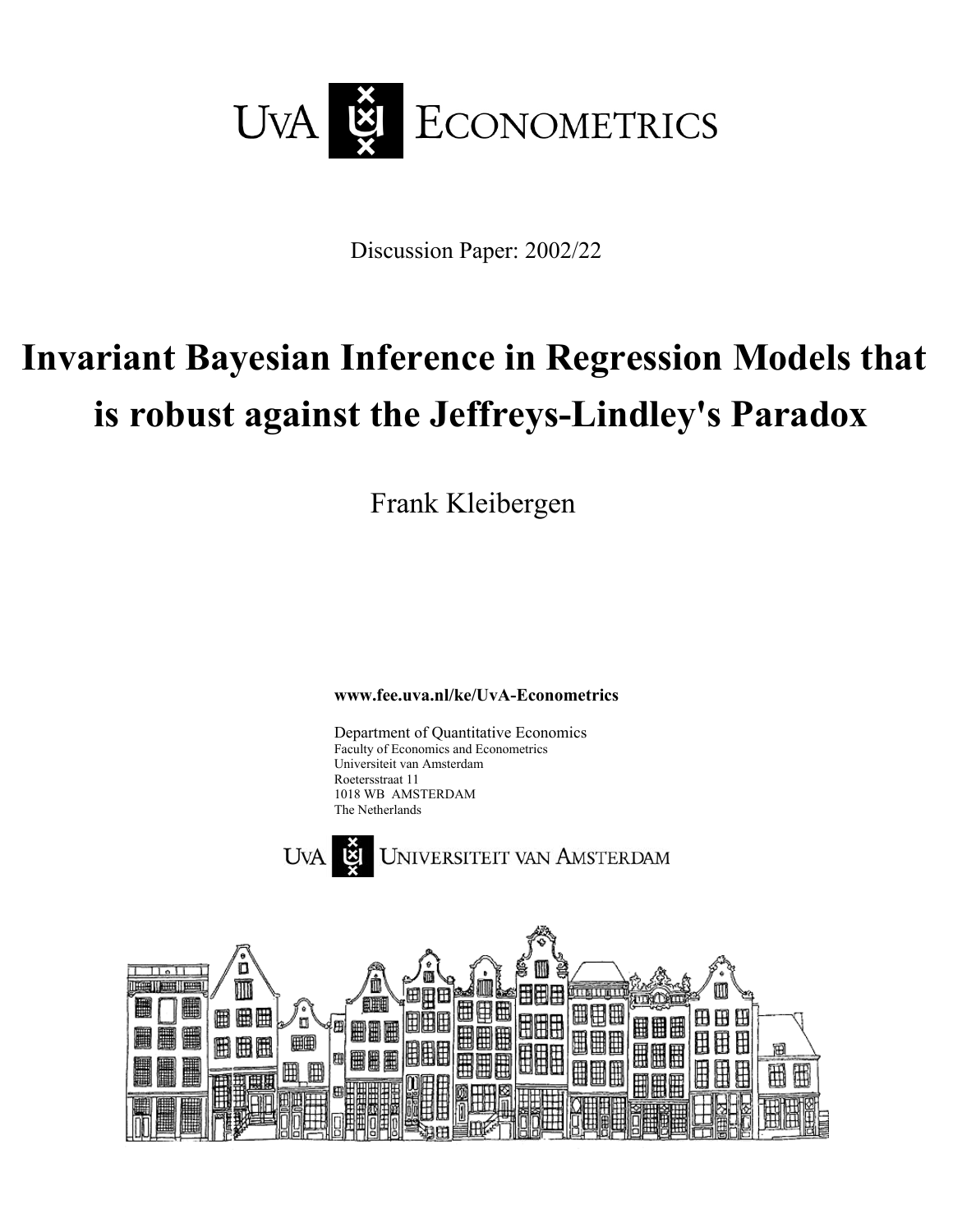UvA ECONOMETRICS

Discussion Paper: 2002/22

# Invariant Bayesian Inference in Regression Models that is robust against the Jeffreys-Lindley's Paradox

Frank Kleibergen

**www.fee.uva.nl/ke/UvA-Econometrics**

Department of Quantitative Economics
Faculty of Economics and Econometrics
Universiteit van Amsterdam
Roetersstraat 11
1018 WB AMSTERDAM
The Netherlands

UvA UNIVERSITEIT VAN AMSTERDAM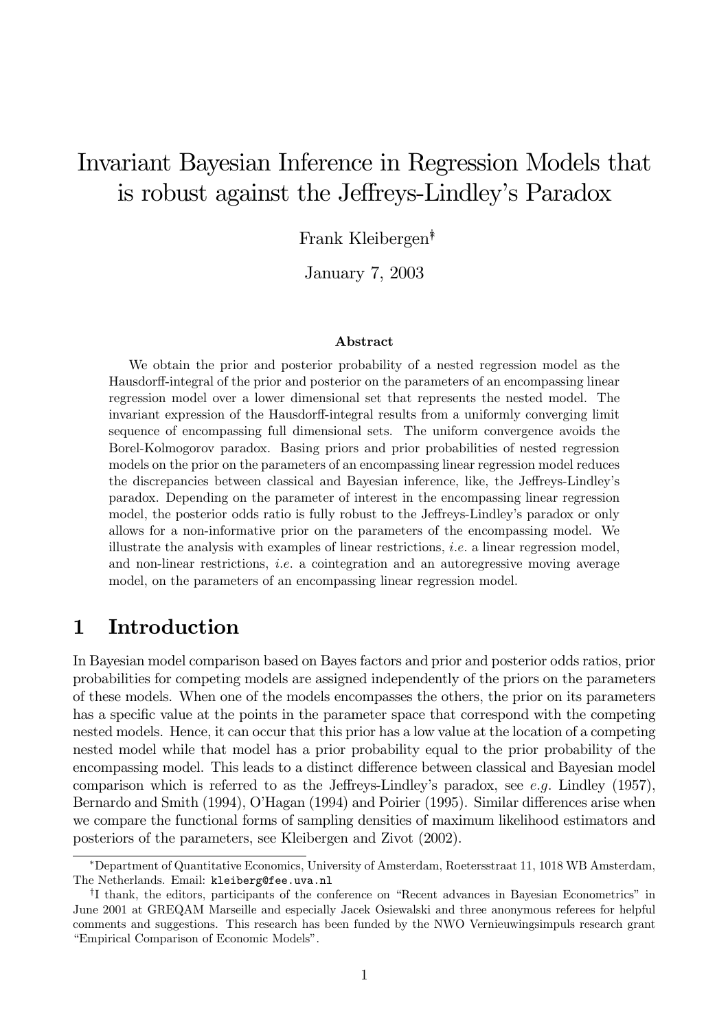# Invariant Bayesian Inference in Regression Models that is robust against the Jeffreys-Lindley's Paradox

Frank Kleibergen[*,†]

January 7, 2003

**Abstract**

We obtain the prior and posterior probability of a nested regression model as the Hausdorff-integral of the prior and posterior on the parameters of an encompassing linear regression model over a lower dimensional set that represents the nested model. The invariant expression of the Hausdorff-integral results from a uniformly converging limit sequence of encompassing full dimensional sets. The uniform convergence avoids the Borel-Kolmogorov paradox. Basing priors and prior probabilities of nested regression models on the prior on the parameters of an encompassing linear regression model reduces the discrepancies between classical and Bayesian inference, like, the Jeffreys-Lindley's paradox. Depending on the parameter of interest in the encompassing linear regression model, the posterior odds ratio is fully robust to the Jeffreys-Lindley's paradox or only allows for a non-informative prior on the parameters of the encompassing model. We illustrate the analysis with examples of linear restrictions, *i.e.* a linear regression model, and non-linear restrictions, *i.e.* a cointegration and an autoregressive moving average model, on the parameters of an encompassing linear regression model.

## 1 Introduction

In Bayesian model comparison based on Bayes factors and prior and posterior odds ratios, prior probabilities for competing models are assigned independently of the priors on the parameters of these models. When one of the models encompasses the others, the prior on its parameters has a specific value at the points in the parameter space that correspond with the competing nested models. Hence, it can occur that this prior has a low value at the location of a competing nested model while that model has a prior probability equal to the prior probability of the encompassing model. This leads to a distinct difference between classical and Bayesian model comparison which is referred to as the Jeffreys-Lindley's paradox, see *e.g.* Lindley (1957), Bernardo and Smith (1994), O'Hagan (1994) and Poirier (1995). Similar differences arise when we compare the functional forms of sampling densities of maximum likelihood estimators and posteriors of the parameters, see Kleibergen and Zivot (2002).

---

[*] Department of Quantitative Economics, University of Amsterdam, Roetersstraat 11, 1018 WB Amsterdam, The Netherlands. Email: `kleiberg@fee.uva.nl`

[†] I thank, the editors, participants of the conference on "Recent advances in Bayesian Econometrics" in June 2001 at GREQAM Marseille and especially Jacek Osiewalski and three anonymous referees for helpful comments and suggestions. This research has been funded by the NWO Vernieuwingsimpuls research grant "Empirical Comparison of Economic Models".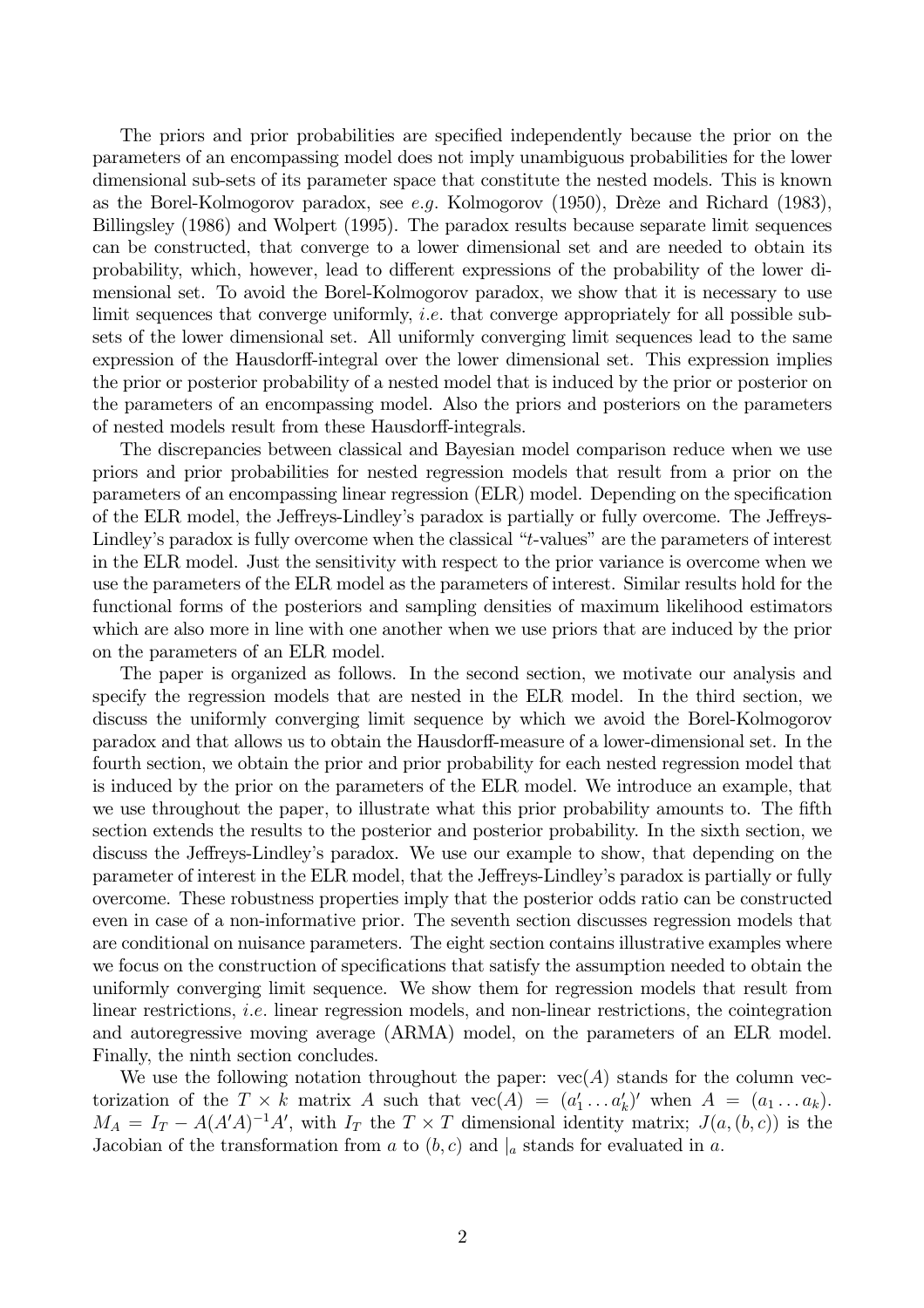The priors and prior probabilities are specified independently because the prior on the parameters of an encompassing model does not imply unambiguous probabilities for the lower dimensional sub-sets of its parameter space that constitute the nested models. This is known as the Borel-Kolmogorov paradox, see *e.g.* Kolmogorov (1950), Drèze and Richard (1983), Billingsley (1986) and Wolpert (1995). The paradox results because separate limit sequences can be constructed, that converge to a lower dimensional set and are needed to obtain its probability, which, however, lead to different expressions of the probability of the lower dimensional set. To avoid the Borel-Kolmogorov paradox, we show that it is necessary to use limit sequences that converge uniformly, *i.e.* that converge appropriately for all possible subsets of the lower dimensional set. All uniformly converging limit sequences lead to the same expression of the Hausdorff-integral over the lower dimensional set. This expression implies the prior or posterior probability of a nested model that is induced by the prior or posterior on the parameters of an encompassing model. Also the priors and posteriors on the parameters of nested models result from these Hausdorff-integrals.

The discrepancies between classical and Bayesian model comparison reduce when we use priors and prior probabilities for nested regression models that result from a prior on the parameters of an encompassing linear regression (ELR) model. Depending on the specification of the ELR model, the Jeffreys-Lindley's paradox is partially or fully overcome. The Jeffreys-Lindley's paradox is fully overcome when the classical "$t$-values" are the parameters of interest in the ELR model. Just the sensitivity with respect to the prior variance is overcome when we use the parameters of the ELR model as the parameters of interest. Similar results hold for the functional forms of the posteriors and sampling densities of maximum likelihood estimators which are also more in line with one another when we use priors that are induced by the prior on the parameters of an ELR model.

The paper is organized as follows. In the second section, we motivate our analysis and specify the regression models that are nested in the ELR model. In the third section, we discuss the uniformly converging limit sequence by which we avoid the Borel-Kolmogorov paradox and that allows us to obtain the Hausdorff-measure of a lower-dimensional set. In the fourth section, we obtain the prior and prior probability for each nested regression model that is induced by the prior on the parameters of the ELR model. We introduce an example, that we use throughout the paper, to illustrate what this prior probability amounts to. The fifth section extends the results to the posterior and posterior probability. In the sixth section, we discuss the Jeffreys-Lindley's paradox. We use our example to show, that depending on the parameter of interest in the ELR model, that the Jeffreys-Lindley's paradox is partially or fully overcome. These robustness properties imply that the posterior odds ratio can be constructed even in case of a non-informative prior. The seventh section discusses regression models that are conditional on nuisance parameters. The eight section contains illustrative examples where we focus on the construction of specifications that satisfy the assumption needed to obtain the uniformly converging limit sequence. We show them for regression models that result from linear restrictions, *i.e.* linear regression models, and non-linear restrictions, the cointegration and autoregressive moving average (ARMA) model, on the parameters of an ELR model. Finally, the ninth section concludes.

We use the following notation throughout the paper: $\text{vec}(A)$ stands for the column vectorization of the $T \times k$ matrix $A$ such that $\text{vec}(A) = (a_1' \dots a_k')'$ when $A = (a_1 \dots a_k)$. $M_A = I_T - A(A'A)^{-1}A'$, with $I_T$ the $T \times T$ dimensional identity matrix; $J(a,(b,c))$ is the Jacobian of the transformation from $a$ to $(b,c)$ and $|_a$ stands for evaluated in $a$.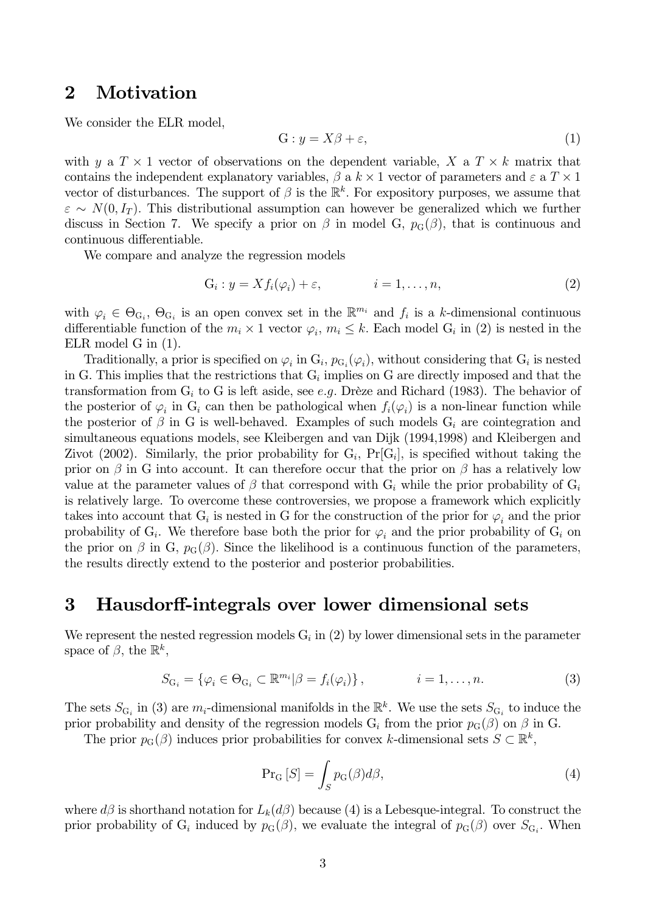## 2 Motivation

We consider the ELR model,

$$\text{G} : y = X\beta + \varepsilon, \tag{1}$$

with $y$ a $T \times 1$ vector of observations on the dependent variable, $X$ a $T \times k$ matrix that contains the independent explanatory variables, $\beta$ a $k \times 1$ vector of parameters and $\varepsilon$ a $T \times 1$ vector of disturbances. The support of $\beta$ is the $\mathbb{R}^k$. For expository purposes, we assume that $\varepsilon \sim N(0, I_T)$. This distributional assumption can however be generalized which we further discuss in Section 7. We specify a prior on $\beta$ in model G, $p_{\text{G}}(\beta)$, that is continuous and continuous differentiable.

We compare and analyze the regression models

$$\text{G}_i : y = X f_i(\varphi_i) + \varepsilon, \qquad i = 1, \ldots, n, \tag{2}$$

with $\varphi_i \in \Theta_{\text{G}_i}$, $\Theta_{\text{G}_i}$ is an open convex set in the $\mathbb{R}^{m_i}$ and $f_i$ is a $k$-dimensional continuous differentiable function of the $m_i \times 1$ vector $\varphi_i$, $m_i \leq k$. Each model $\text{G}_i$ in (2) is nested in the ELR model G in (1).

Traditionally, a prior is specified on $\varphi_i$ in $\text{G}_i$, $p_{\text{G}_i}(\varphi_i)$, without considering that $\text{G}_i$ is nested in G. This implies that the restrictions that $\text{G}_i$ implies on G are directly imposed and that the transformation from $\text{G}_i$ to G is left aside, see *e.g.* Drèze and Richard (1983). The behavior of the posterior of $\varphi_i$ in $\text{G}_i$ can then be pathological when $f_i(\varphi_i)$ is a non-linear function while the posterior of $\beta$ in G is well-behaved. Examples of such models $\text{G}_i$ are cointegration and simultaneous equations models, see Kleibergen and van Dijk (1994,1998) and Kleibergen and Zivot (2002). Similarly, the prior probability for $\text{G}_i$, $\Pr[\text{G}_i]$, is specified without taking the prior on $\beta$ in G into account. It can therefore occur that the prior on $\beta$ has a relatively low value at the parameter values of $\beta$ that correspond with $\text{G}_i$ while the prior probability of $\text{G}_i$ is relatively large. To overcome these controversies, we propose a framework which explicitly takes into account that $\text{G}_i$ is nested in G for the construction of the prior for $\varphi_i$ and the prior probability of $\text{G}_i$. We therefore base both the prior for $\varphi_i$ and the prior probability of $\text{G}_i$ on the prior on $\beta$ in G, $p_{\text{G}}(\beta)$. Since the likelihood is a continuous function of the parameters, the results directly extend to the posterior and posterior probabilities.

## 3 Hausdorff-integrals over lower dimensional sets

We represent the nested regression models $\text{G}_i$ in (2) by lower dimensional sets in the parameter space of $\beta$, the $\mathbb{R}^k$,

$$S_{\text{G}_i} = \left\{ \varphi_i \in \Theta_{\text{G}_i} \subset \mathbb{R}^{m_i} | \beta = f_i(\varphi_i) \right\}, \qquad i = 1, \ldots, n. \tag{3}$$

The sets $S_{\text{G}_i}$ in (3) are $m_i$-dimensional manifolds in the $\mathbb{R}^k$. We use the sets $S_{\text{G}_i}$ to induce the prior probability and density of the regression models $\text{G}_i$ from the prior $p_{\text{G}}(\beta)$ on $\beta$ in G.

The prior $p_{\text{G}}(\beta)$ induces prior probabilities for convex $k$-dimensional sets $S \subset \mathbb{R}^k$,

$$\text{Pr}_{\text{G}}\left[S\right] = \int_S p_{\text{G}}(\beta) d\beta, \tag{4}$$

where $d\beta$ is shorthand notation for $L_k(d\beta)$ because (4) is a Lebesque-integral. To construct the prior probability of $\text{G}_i$ induced by $p_{\text{G}}(\beta)$, we evaluate the integral of $p_{\text{G}}(\beta)$ over $S_{\text{G}_i}$. When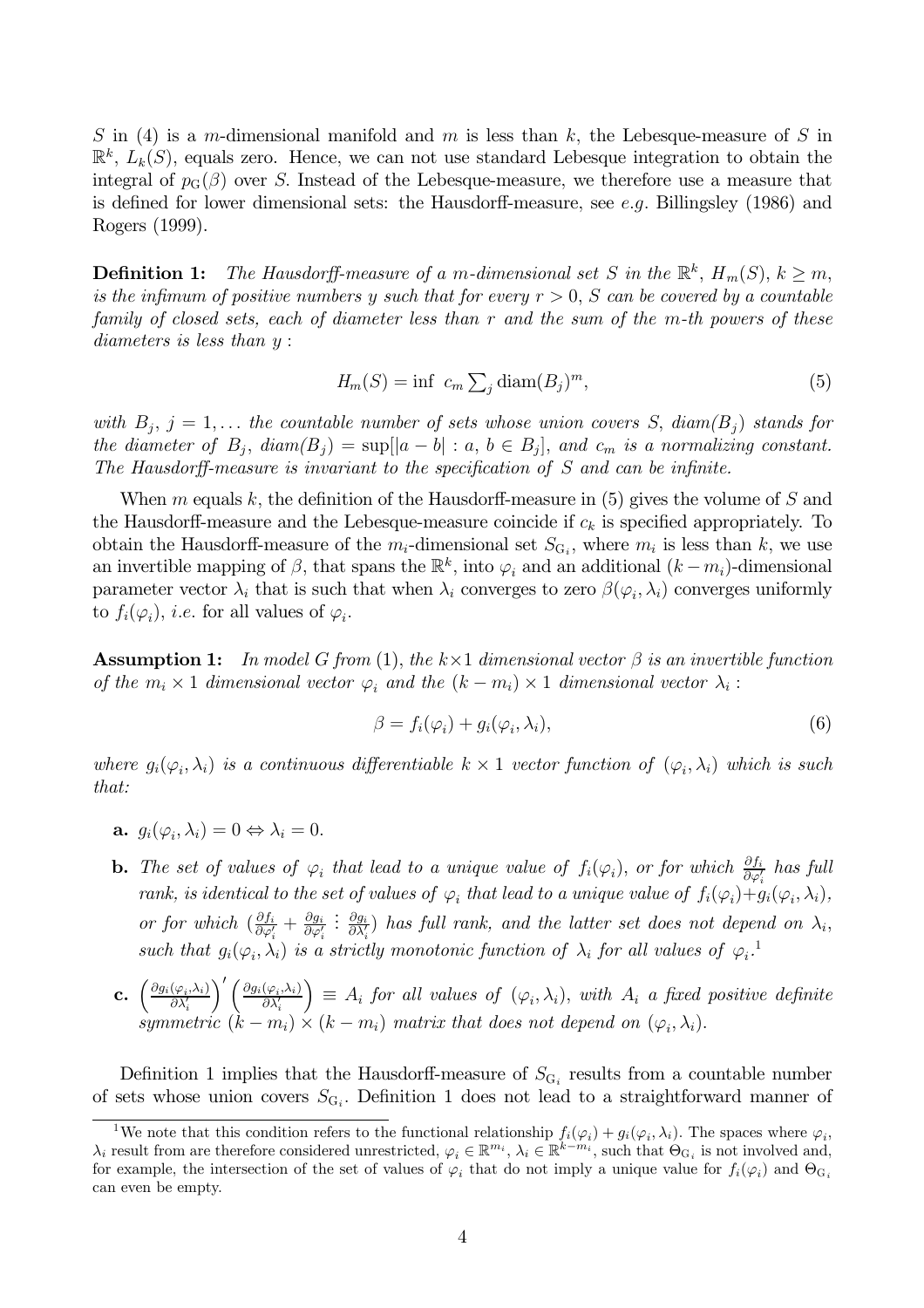$S$ in (4) is a $m$-dimensional manifold and $m$ is less than $k$, the Lebesque-measure of $S$ in $\mathbb{R}^k$, $L_k(S)$, equals zero. Hence, we can not use standard Lebesque integration to obtain the integral of $p_{\mathrm{G}}(\beta)$ over $S$. Instead of the Lebesque-measure, we therefore use a measure that is defined for lower dimensional sets: the Hausdorff-measure, see *e.g.* Billingsley (1986) and Rogers (1999).

**Definition 1:** *The Hausdorff-measure of a $m$-dimensional set $S$ in the $\mathbb{R}^k$, $H_m(S)$, $k \geq m$, is the infimum of positive numbers $y$ such that for every $r > 0$, $S$ can be covered by a countable family of closed sets, each of diameter less than $r$ and the sum of the $m$-th powers of these diameters is less than $y$ :*

$$H_m(S) = \inf \; c_m \textstyle\sum_j \mathrm{diam}(B_j)^m, \tag{5}$$

*with $B_j$, $j = 1, \ldots$ the countable number of sets whose union covers $S$, $diam(B_j)$ stands for the diameter of $B_j$, $diam(B_j) = \sup[|a - b| : a,\, b \in B_j]$, and $c_m$ is a normalizing constant. The Hausdorff-measure is invariant to the specification of $S$ and can be infinite.*

When $m$ equals $k$, the definition of the Hausdorff-measure in (5) gives the volume of $S$ and the Hausdorff-measure and the Lebesque-measure coincide if $c_k$ is specified appropriately. To obtain the Hausdorff-measure of the $m_i$-dimensional set $S_{\mathrm{G}_i}$, where $m_i$ is less than $k$, we use an invertible mapping of $\beta$, that spans the $\mathbb{R}^k$, into $\varphi_i$ and an additional $(k - m_i)$-dimensional parameter vector $\lambda_i$ that is such that when $\lambda_i$ converges to zero $\beta(\varphi_i, \lambda_i)$ converges uniformly to $f_i(\varphi_i)$, *i.e.* for all values of $\varphi_i$.

**Assumption 1:** *In model G from (1), the $k \times 1$ dimensional vector $\beta$ is an invertible function of the $m_i \times 1$ dimensional vector $\varphi_i$ and the $(k - m_i) \times 1$ dimensional vector $\lambda_i$ :*

$$\beta = f_i(\varphi_i) + g_i(\varphi_i, \lambda_i), \tag{6}$$

*where $g_i(\varphi_i, \lambda_i)$ is a continuous differentiable $k \times 1$ vector function of $(\varphi_i, \lambda_i)$ which is such that:*

- **a.** $g_i(\varphi_i, \lambda_i) = 0 \Leftrightarrow \lambda_i = 0.$
- **b.** *The set of values of $\varphi_i$ that lead to a unique value of $f_i(\varphi_i)$, or for which $\frac{\partial f_i}{\partial \varphi_i'}$ has full rank, is identical to the set of values of $\varphi_i$ that lead to a unique value of $f_i(\varphi_i) + g_i(\varphi_i, \lambda_i)$, or for which $(\frac{\partial f_i}{\partial \varphi_i'} + \frac{\partial g_i}{\partial \varphi_i'} \vdots \frac{\partial g_i}{\partial \lambda_i'})$ has full rank, and the latter set does not depend on $\lambda_i$, such that $g_i(\varphi_i, \lambda_i)$ is a strictly monotonic function of $\lambda_i$ for all values of $\varphi_i$.*[1]
- **c.** $\left(\frac{\partial g_i(\varphi_i, \lambda_i)}{\partial \lambda_i'}\right)' \left(\frac{\partial g_i(\varphi_i, \lambda_i)}{\partial \lambda_i'}\right) \equiv A_i$ *for all values of $(\varphi_i, \lambda_i)$, with $A_i$ a fixed positive definite symmetric $(k - m_i) \times (k - m_i)$ matrix that does not depend on $(\varphi_i, \lambda_i)$.*

Definition 1 implies that the Hausdorff-measure of $S_{\mathrm{G}_i}$ results from a countable number of sets whose union covers $S_{\mathrm{G}_i}$. Definition 1 does not lead to a straightforward manner of

---

[1] We note that this condition refers to the functional relationship $f_i(\varphi_i) + g_i(\varphi_i, \lambda_i)$. The spaces where $\varphi_i$, $\lambda_i$ result from are therefore considered unrestricted, $\varphi_i \in \mathbb{R}^{m_i}$, $\lambda_i \in \mathbb{R}^{k - m_i}$, such that $\Theta_{\mathrm{G}_i}$ is not involved and, for example, the intersection of the set of values of $\varphi_i$ that do not imply a unique value for $f_i(\varphi_i)$ and $\Theta_{\mathrm{G}_i}$ can even be empty.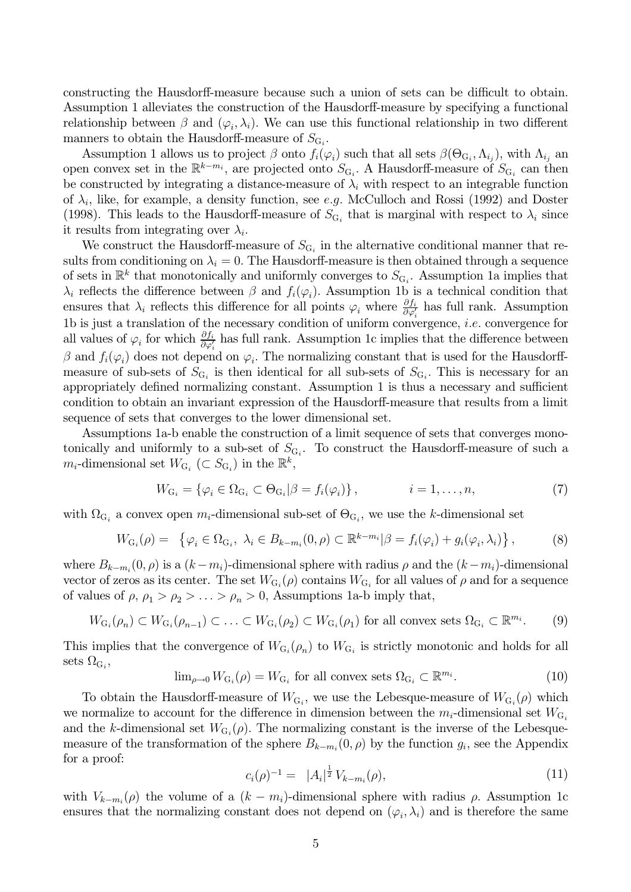constructing the Hausdorff-measure because such a union of sets can be difficult to obtain. Assumption 1 alleviates the construction of the Hausdorff-measure by specifying a functional relationship between $\beta$ and $(\varphi_i, \lambda_i)$. We can use this functional relationship in two different manners to obtain the Hausdorff-measure of $S_{\mathrm{G}_i}$.

Assumption 1 allows us to project $\beta$ onto $f_i(\varphi_i)$ such that all sets $\beta(\Theta_{\mathrm{G}_i}, \Lambda_{i_j})$, with $\Lambda_{i_j}$ an open convex set in the $\mathbb{R}^{k-m_i}$, are projected onto $S_{\mathrm{G}_i}$. A Hausdorff-measure of $S_{\mathrm{G}_i}$ can then be constructed by integrating a distance-measure of $\lambda_i$ with respect to an integrable function of $\lambda_i$, like, for example, a density function, see *e.g.* McCulloch and Rossi (1992) and Doster (1998). This leads to the Hausdorff-measure of $S_{\mathrm{G}_i}$ that is marginal with respect to $\lambda_i$ since it results from integrating over $\lambda_i$.

We construct the Hausdorff-measure of $S_{\mathrm{G}_i}$ in the alternative conditional manner that results from conditioning on $\lambda_i = 0$. The Hausdorff-measure is then obtained through a sequence of sets in $\mathbb{R}^k$ that monotonically and uniformly converges to $S_{\mathrm{G}_i}$. Assumption 1a implies that $\lambda_i$ reflects the difference between $\beta$ and $f_i(\varphi_i)$. Assumption 1b is a technical condition that ensures that $\lambda_i$ reflects this difference for all points $\varphi_i$ where $\frac{\partial f_i}{\partial \varphi_i'}$ has full rank. Assumption 1b is just a translation of the necessary condition of uniform convergence, *i.e.* convergence for all values of $\varphi_i$ for which $\frac{\partial f_i}{\partial \varphi_i'}$ has full rank. Assumption 1c implies that the difference between $\beta$ and $f_i(\varphi_i)$ does not depend on $\varphi_i$. The normalizing constant that is used for the Hausdorff-measure of sub-sets of $S_{\mathrm{G}_i}$ is then identical for all sub-sets of $S_{\mathrm{G}_i}$. This is necessary for an appropriately defined normalizing constant. Assumption 1 is thus a necessary and sufficient condition to obtain an invariant expression of the Hausdorff-measure that results from a limit sequence of sets that converges to the lower dimensional set.

Assumptions 1a-b enable the construction of a limit sequence of sets that converges monotonically and uniformly to a sub-set of $S_{\mathrm{G}_i}$. To construct the Hausdorff-measure of such a $m_i$-dimensional set $W_{\mathrm{G}_i}$ ($\subset S_{\mathrm{G}_i}$) in the $\mathbb{R}^k$,

$$W_{\mathrm{G}_i} = \left\{ \varphi_i \in \Omega_{\mathrm{G}_i} \subset \Theta_{\mathrm{G}_i} | \beta = f_i(\varphi_i) \right\}, \qquad i = 1, \ldots, n, \tag{7}$$

with $\Omega_{\mathrm{G}_i}$ a convex open $m_i$-dimensional sub-set of $\Theta_{\mathrm{G}_i}$, we use the $k$-dimensional set

$$W_{\mathrm{G}_i}(\rho) = \left\{ \varphi_i \in \Omega_{\mathrm{G}_i},\ \lambda_i \in B_{k-m_i}(0, \rho) \subset \mathbb{R}^{k-m_i} | \beta = f_i(\varphi_i) + g_i(\varphi_i, \lambda_i) \right\}, \tag{8}$$

where $B_{k-m_i}(0, \rho)$ is a $(k - m_i)$-dimensional sphere with radius $\rho$ and the $(k - m_i)$-dimensional vector of zeros as its center. The set $W_{\mathrm{G}_i}(\rho)$ contains $W_{\mathrm{G}_i}$ for all values of $\rho$ and for a sequence of values of $\rho$, $\rho_1 > \rho_2 > \ldots > \rho_n > 0$, Assumptions 1a-b imply that,

$$W_{\mathrm{G}_i}(\rho_n) \subset W_{\mathrm{G}_i}(\rho_{n-1}) \subset \ldots \subset W_{\mathrm{G}_i}(\rho_2) \subset W_{\mathrm{G}_i}(\rho_1) \text{ for all convex sets } \Omega_{\mathrm{G}_i} \subset \mathbb{R}^{m_i}. \tag{9}$$

This implies that the convergence of $W_{\mathrm{G}_i}(\rho_n)$ to $W_{\mathrm{G}_i}$ is strictly monotonic and holds for all sets $\Omega_{\mathrm{G}_i}$,

$$\lim\nolimits_{\rho \to 0} W_{\mathrm{G}_i}(\rho) = W_{\mathrm{G}_i} \text{ for all convex sets } \Omega_{\mathrm{G}_i} \subset \mathbb{R}^{m_i}. \tag{10}$$

To obtain the Hausdorff-measure of $W_{\mathrm{G}_i}$, we use the Lebesque-measure of $W_{\mathrm{G}_i}(\rho)$ which we normalize to account for the difference in dimension between the $m_i$-dimensional set $W_{\mathrm{G}_i}$ and the $k$-dimensional set $W_{\mathrm{G}_i}(\rho)$. The normalizing constant is the inverse of the Lebesque-measure of the transformation of the sphere $B_{k-m_i}(0, \rho)$ by the function $g_i$, see the Appendix for a proof:

$$c_i(\rho)^{-1} = |A_i|^{\frac{1}{2}} V_{k-m_i}(\rho), \tag{11}$$

with $V_{k-m_i}(\rho)$ the volume of a $(k - m_i)$-dimensional sphere with radius $\rho$. Assumption 1c ensures that the normalizing constant does not depend on $(\varphi_i, \lambda_i)$ and is therefore the same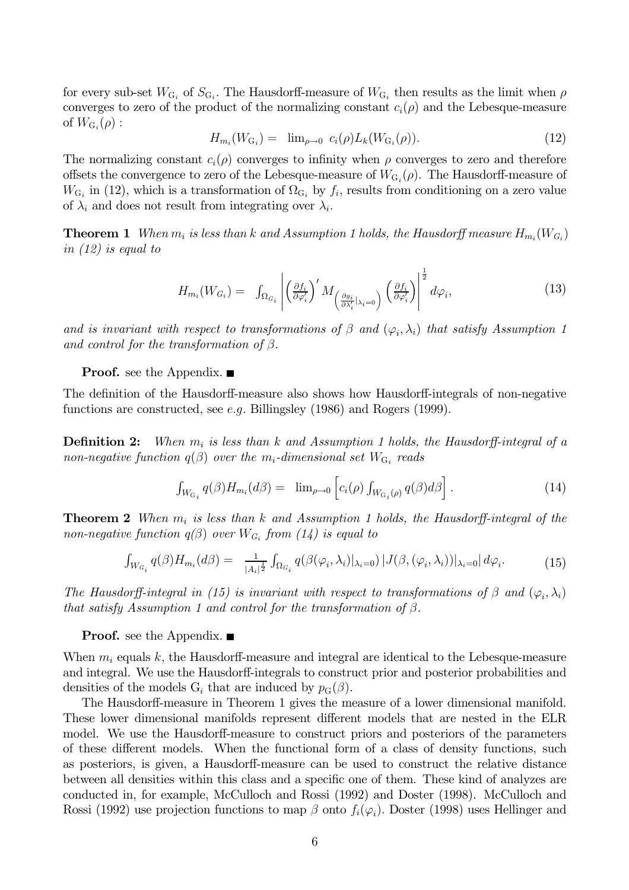for every sub-set $W_{\mathrm{G}_i}$ of $S_{\mathrm{G}_i}$. The Hausdorff-measure of $W_{\mathrm{G}_i}$ then results as the limit when $\rho$ converges to zero of the product of the normalizing constant $c_i(\rho)$ and the Lebesque-measure of $W_{\mathrm{G}_i}(\rho)$ :

$$H_{m_i}(W_{\mathrm{G}_i}) = \lim_{\rho\to 0} c_i(\rho) L_k(W_{\mathrm{G}_i}(\rho)). \tag{12}$$

The normalizing constant $c_i(\rho)$ converges to infinity when $\rho$ converges to zero and therefore offsets the convergence to zero of the Lebesque-measure of $W_{\mathrm{G}_i}(\rho)$. The Hausdorff-measure of $W_{\mathrm{G}_i}$ in (12), which is a transformation of $\Omega_{\mathrm{G}_i}$ by $f_i$, results from conditioning on a zero value of $\lambda_i$ and does not result from integrating over $\lambda_i$.

**Theorem 1** *When $m_i$ is less than $k$ and Assumption 1 holds, the Hausdorff measure $H_{m_i}(W_{G_i})$ in (12) is equal to*

$$H_{m_i}(W_{G_i}) = \int_{\Omega_{G_i}} \left| \left(\frac{\partial f_i}{\partial \varphi_i'}\right)' M_{\left(\frac{\partial g_i}{\partial \lambda_i'}|_{\lambda_i=0}\right)} \left(\frac{\partial f_i}{\partial \varphi_i'}\right) \right|^{\frac{1}{2}} d\varphi_i, \tag{13}$$

*and is invariant with respect to transformations of $\beta$ and $(\varphi_i, \lambda_i)$ that satisfy Assumption 1 and control for the transformation of $\beta$.*

**Proof.** see the Appendix. ■

The definition of the Hausdorff-measure also shows how Hausdorff-integrals of non-negative functions are constructed, see *e.g.* Billingsley (1986) and Rogers (1999).

**Definition 2:** *When $m_i$ is less than $k$ and Assumption 1 holds, the Hausdorff-integral of a non-negative function $q(\beta)$ over the $m_i$-dimensional set $W_{\mathrm{G}_i}$ reads*

$$\int_{W_{\mathrm{G}_i}} q(\beta) H_{m_i}(d\beta) = \lim_{\rho\to 0} \left[ c_i(\rho) \int_{W_{\mathrm{G}_i}(\rho)} q(\beta) d\beta \right]. \tag{14}$$

**Theorem 2** *When $m_i$ is less than $k$ and Assumption 1 holds, the Hausdorff-integral of the non-negative function $q(\beta)$ over $W_{G_i}$ from (14) is equal to*

$$\int_{W_{G_i}} q(\beta) H_{m_i}(d\beta) = \frac{1}{|A_i|^{\frac{1}{2}}} \int_{\Omega_{G_i}} q(\beta(\varphi_i, \lambda_i)|_{\lambda_i=0}) \left| J(\beta, (\varphi_i, \lambda_i))|_{\lambda_i=0} \right| d\varphi_i. \tag{15}$$

*The Hausdorff-integral in (15) is invariant with respect to transformations of $\beta$ and $(\varphi_i, \lambda_i)$ that satisfy Assumption 1 and control for the transformation of $\beta$.*

**Proof.** see the Appendix. ■

When $m_i$ equals $k$, the Hausdorff-measure and integral are identical to the Lebesque-measure and integral. We use the Hausdorff-integrals to construct prior and posterior probabilities and densities of the models $\mathrm{G}_i$ that are induced by $p_{\mathrm{G}}(\beta)$.

The Hausdorff-measure in Theorem 1 gives the measure of a lower dimensional manifold. These lower dimensional manifolds represent different models that are nested in the ELR model. We use the Hausdorff-measure to construct priors and posteriors of the parameters of these different models. When the functional form of a class of density functions, such as posteriors, is given, a Hausdorff-measure can be used to construct the relative distance between all densities within this class and a specific one of them. These kind of analyzes are conducted in, for example, McCulloch and Rossi (1992) and Doster (1998). McCulloch and Rossi (1992) use projection functions to map $\beta$ onto $f_i(\varphi_i)$. Doster (1998) uses Hellinger and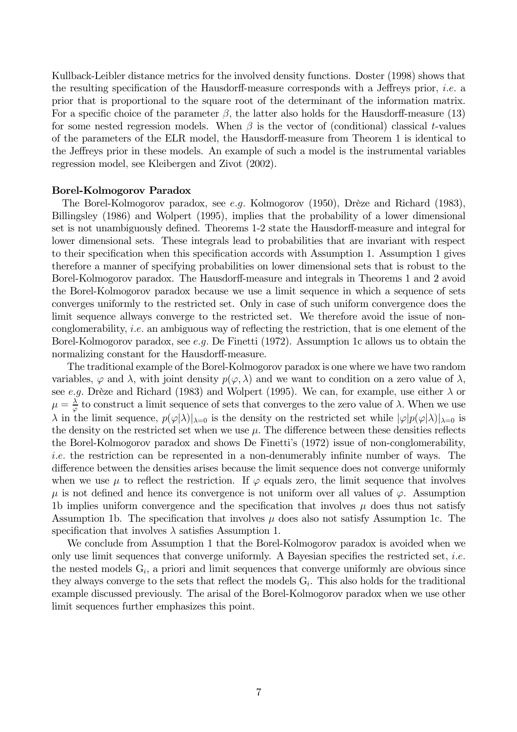Kullback-Leibler distance metrics for the involved density functions. Doster (1998) shows that the resulting specification of the Hausdorff-measure corresponds with a Jeffreys prior, *i.e.* a prior that is proportional to the square root of the determinant of the information matrix. For a specific choice of the parameter $\beta$, the latter also holds for the Hausdorff-measure (13) for some nested regression models. When $\beta$ is the vector of (conditional) classical $t$-values of the parameters of the ELR model, the Hausdorff-measure from Theorem 1 is identical to the Jeffreys prior in these models. An example of such a model is the instrumental variables regression model, see Kleibergen and Zivot (2002).

**Borel-Kolmogorov Paradox**

The Borel-Kolmogorov paradox, see *e.g.* Kolmogorov (1950), Drèze and Richard (1983), Billingsley (1986) and Wolpert (1995), implies that the probability of a lower dimensional set is not unambiguously defined. Theorems 1-2 state the Hausdorff-measure and integral for lower dimensional sets. These integrals lead to probabilities that are invariant with respect to their specification when this specification accords with Assumption 1. Assumption 1 gives therefore a manner of specifying probabilities on lower dimensional sets that is robust to the Borel-Kolmogorov paradox. The Hausdorff-measure and integrals in Theorems 1 and 2 avoid the Borel-Kolmogorov paradox because we use a limit sequence in which a sequence of sets converges uniformly to the restricted set. Only in case of such uniform convergence does the limit sequence allways converge to the restricted set. We therefore avoid the issue of non-conglomerability, *i.e.* an ambiguous way of reflecting the restriction, that is one element of the Borel-Kolmogorov paradox, see *e.g.* De Finetti (1972). Assumption 1c allows us to obtain the normalizing constant for the Hausdorff-measure.

The traditional example of the Borel-Kolmogorov paradox is one where we have two random variables, $\varphi$ and $\lambda$, with joint density $p(\varphi, \lambda)$ and we want to condition on a zero value of $\lambda$, see *e.g.* Drèze and Richard (1983) and Wolpert (1995). We can, for example, use either $\lambda$ or $\mu = \frac{\lambda}{\varphi}$ to construct a limit sequence of sets that converges to the zero value of $\lambda$. When we use $\lambda$ in the limit sequence, $p(\varphi|\lambda)|_{\lambda=0}$ is the density on the restricted set while $|\varphi|p(\varphi|\lambda)|_{\lambda=0}$ is the density on the restricted set when we use $\mu$. The difference between these densities reflects the Borel-Kolmogorov paradox and shows De Finetti's (1972) issue of non-conglomerability, *i.e.* the restriction can be represented in a non-denumerably infinite number of ways. The difference between the densities arises because the limit sequence does not converge uniformly when we use $\mu$ to reflect the restriction. If $\varphi$ equals zero, the limit sequence that involves $\mu$ is not defined and hence its convergence is not uniform over all values of $\varphi$. Assumption 1b implies uniform convergence and the specification that involves $\mu$ does thus not satisfy Assumption 1b. The specification that involves $\mu$ does also not satisfy Assumption 1c. The specification that involves $\lambda$ satisfies Assumption 1.

We conclude from Assumption 1 that the Borel-Kolmogorov paradox is avoided when we only use limit sequences that converge uniformly. A Bayesian specifies the restricted set, *i.e.* the nested models $\mathrm{G}_i$, a priori and limit sequences that converge uniformly are obvious since they always converge to the sets that reflect the models $\mathrm{G}_i$. This also holds for the traditional example discussed previously. The arisal of the Borel-Kolmogorov paradox when we use other limit sequences further emphasizes this point.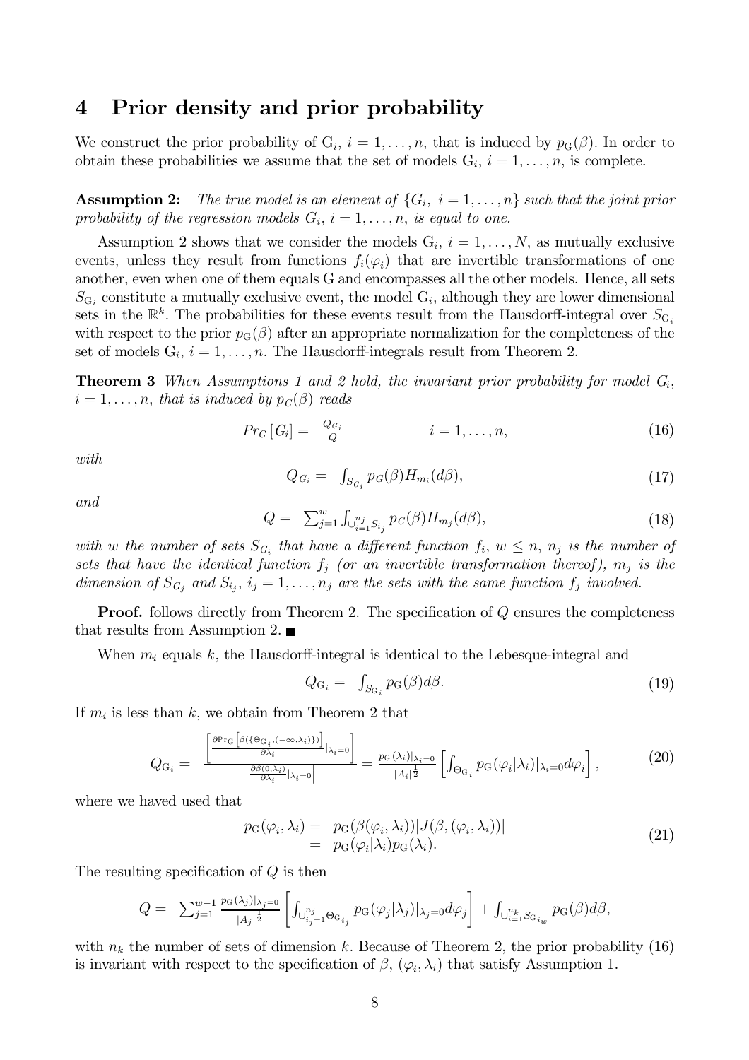# 4 Prior density and prior probability

We construct the prior probability of $\mathrm{G}_i$, $i = 1, \ldots, n$, that is induced by $p_{\mathrm{G}}(\beta)$. In order to obtain these probabilities we assume that the set of models $\mathrm{G}_i$, $i = 1, \ldots, n$, is complete.

**Assumption 2:** *The true model is an element of $\{G_i,\ i = 1, \ldots, n\}$ such that the joint prior probability of the regression models $G_i$, $i = 1, \ldots, n$, is equal to one.*

Assumption 2 shows that we consider the models $\mathrm{G}_i$, $i = 1, \ldots, N$, as mutually exclusive events, unless they result from functions $f_i(\varphi_i)$ that are invertible transformations of one another, even when one of them equals G and encompasses all the other models. Hence, all sets $S_{\mathrm{G}_i}$ constitute a mutually exclusive event, the model $\mathrm{G}_i$, although they are lower dimensional sets in the $\mathbb{R}^k$. The probabilities for these events result from the Hausdorff-integral over $S_{\mathrm{G}_i}$ with respect to the prior $p_{\mathrm{G}}(\beta)$ after an appropriate normalization for the completeness of the set of models $\mathrm{G}_i$, $i = 1, \ldots, n$. The Hausdorff-integrals result from Theorem 2.

**Theorem 3** *When Assumptions 1 and 2 hold, the invariant prior probability for model $G_i$, $i = 1, \ldots, n$, that is induced by $p_G(\beta)$ reads*

$$Pr_G\left[G_i\right] = \frac{Q_{G_i}}{Q} \qquad\qquad i = 1, \ldots, n, \tag{16}$$

*with*

$$Q_{G_i} = \int_{S_{G_i}} p_G(\beta) H_{m_i}(d\beta), \tag{17}$$

*and*

$$Q = \sum_{j=1}^{w} \int_{\cup_{i=1}^{n_j} S_{i_j}} p_G(\beta) H_{m_j}(d\beta), \tag{18}$$

*with $w$ the number of sets $S_{G_i}$ that have a different function $f_i$, $w \leq n$, $n_j$ is the number of sets that have the identical function $f_j$ (or an invertible transformation thereof), $m_j$ is the dimension of $S_{G_j}$ and $S_{i_j}$, $i_j = 1, \ldots, n_j$ are the sets with the same function $f_j$ involved.*

**Proof.** follows directly from Theorem 2. The specification of $Q$ ensures the completeness that results from Assumption 2. ■

When $m_i$ equals $k$, the Hausdorff-integral is identical to the Lebesque-integral and

$$Q_{\mathrm{G}_i} = \int_{S_{\mathrm{G}_i}} p_{\mathrm{G}}(\beta) d\beta. \tag{19}$$

If $m_i$ is less than $k$, we obtain from Theorem 2 that

$$Q_{\mathrm{G}_i} = \frac{\left[\frac{\partial \Pr_{\mathrm{G}}\left[\beta(\{\Theta_{\mathrm{G}_i}, (-\infty, \lambda_i)\})\right]}{\partial \lambda_i}|_{\lambda_i=0}\right]}{\left|\frac{\partial \beta(0,\lambda_i)}{\partial \lambda_i}|_{\lambda_i=0}\right|} = \frac{p_{\mathrm{G}}(\lambda_i)|_{\lambda_i=0}}{|A_i|^{\frac{1}{2}}} \left[\int_{\Theta_{\mathrm{G}_i}} p_{\mathrm{G}}(\varphi_i|\lambda_i)|_{\lambda_i=0} d\varphi_i\right], \tag{20}$$

where we haved used that

$$\begin{aligned} p_{\mathrm{G}}(\varphi_i, \lambda_i) &= p_{\mathrm{G}}(\beta(\varphi_i, \lambda_i))|J(\beta, (\varphi_i, \lambda_i))| \\ &= p_{\mathrm{G}}(\varphi_i|\lambda_i) p_{\mathrm{G}}(\lambda_i). \end{aligned} \tag{21}$$

The resulting specification of $Q$ is then

$$Q = \sum_{j=1}^{w-1} \frac{p_{\mathrm{G}}(\lambda_j)|_{\lambda_j=0}}{|A_j|^{\frac{1}{2}}} \left[\int_{\cup_{i_j=1}^{n_j} \Theta_{\mathrm{G}_{i_j}}} p_{\mathrm{G}}(\varphi_j|\lambda_j)|_{\lambda_j=0} d\varphi_j\right] + \int_{\cup_{i=1}^{n_k} S_{\mathrm{G}_{i_w}}} p_{\mathrm{G}}(\beta) d\beta,$$

with $n_k$ the number of sets of dimension $k$. Because of Theorem 2, the prior probability (16) is invariant with respect to the specification of $\beta$, $(\varphi_i, \lambda_i)$ that satisfy Assumption 1.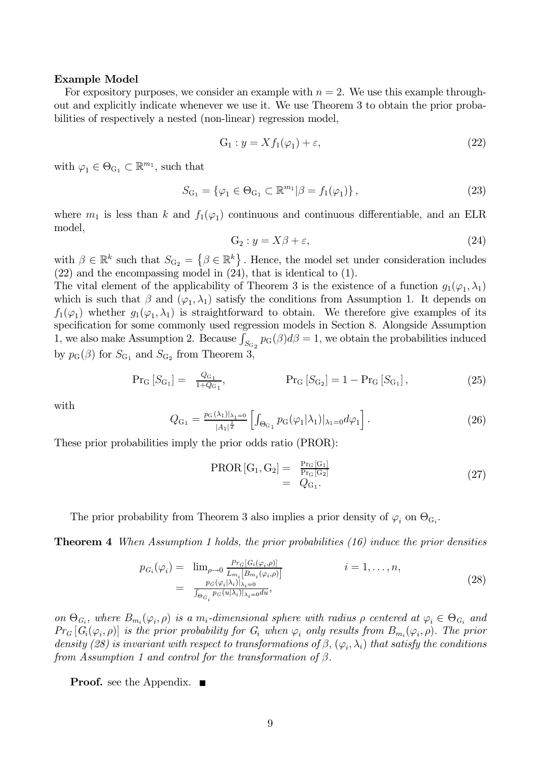**Example Model**

For expository purposes, we consider an example with $n = 2$. We use this example throughout and explicitly indicate whenever we use it. We use Theorem 3 to obtain the prior probabilities of respectively a nested (non-linear) regression model,

$$\mathrm{G}_1 : y = X f_1(\varphi_1) + \varepsilon, \tag{22}$$

with $\varphi_1 \in \Theta_{\mathrm{G}_1} \subset \mathbb{R}^{m_1}$, such that

$$S_{\mathrm{G}_1} = \left\{ \varphi_1 \in \Theta_{\mathrm{G}_1} \subset \mathbb{R}^{m_1} | \beta = f_1(\varphi_1) \right\}, \tag{23}$$

where $m_1$ is less than $k$ and $f_1(\varphi_1)$ continuous and continuous differentiable, and an ELR model,

$$\mathrm{G}_2 : y = X\beta + \varepsilon, \tag{24}$$

with $\beta \in \mathbb{R}^k$ such that $S_{\mathrm{G}_2} = \left\{ \beta \in \mathbb{R}^k \right\}$. Hence, the model set under consideration includes (22) and the encompassing model in (24), that is identical to (1).

The vital element of the applicability of Theorem 3 is the existence of a function $g_1(\varphi_1, \lambda_1)$ which is such that $\beta$ and $(\varphi_1, \lambda_1)$ satisfy the conditions from Assumption 1. It depends on $f_1(\varphi_1)$ whether $g_1(\varphi_1, \lambda_1)$ is straightforward to obtain. We therefore give examples of its specification for some commonly used regression models in Section 8. Alongside Assumption 1, we also make Assumption 2. Because $\int_{S_{\mathrm{G}_2}} p_{\mathrm{G}}(\beta) d\beta = 1$, we obtain the probabilities induced by $p_{\mathrm{G}}(\beta)$ for $S_{\mathrm{G}_1}$ and $S_{\mathrm{G}_2}$ from Theorem 3,

$$\Pr{}_{\mathrm{G}}\left[S_{\mathrm{G}_1}\right] = \frac{Q_{\mathrm{G}_1}}{1 + Q_{\mathrm{G}_1}}, \qquad \Pr{}_{\mathrm{G}}\left[S_{\mathrm{G}_2}\right] = 1 - \Pr{}_{\mathrm{G}}\left[S_{\mathrm{G}_1}\right], \tag{25}$$

with

$$Q_{\mathrm{G}_1} = \frac{p_{\mathrm{G}}(\lambda_1)|_{\lambda_1 = 0}}{|A_1|^{\frac{1}{2}}} \left[ \int_{\Theta_{\mathrm{G}_1}} p_{\mathrm{G}}(\varphi_1 | \lambda_1)|_{\lambda_1 = 0} d\varphi_1 \right]. \tag{26}$$

These prior probabilities imply the prior odds ratio (PROR):

$$\begin{aligned} \mathrm{PROR}\left[\mathrm{G}_1, \mathrm{G}_2\right] &= \frac{\Pr_{\mathrm{G}}[\mathrm{G}_1]}{\Pr_{\mathrm{G}}[\mathrm{G}_2]} \\ &= Q_{\mathrm{G}_1}. \end{aligned} \tag{27}$$

The prior probability from Theorem 3 also implies a prior density of $\varphi_i$ on $\Theta_{\mathrm{G}_i}$.

**Theorem 4** *When Assumption 1 holds, the prior probabilities (16) induce the prior densities*

$$\begin{aligned} p_{G_i}(\varphi_i) &= \lim_{\rho \to 0} \frac{Pr_G\left[G_i(\varphi_i, \rho)\right]}{L_{m_i}\left[B_{m_i}(\varphi_i, \rho)\right]} \qquad i = 1, \ldots, n, \\ &= \frac{p_G(\varphi_i | \lambda_i)|_{\lambda_i = 0}}{\int_{\Theta_{G_i}} p_G(u | \lambda_i)|_{\lambda_i = 0} du}, \end{aligned} \tag{28}$$

*on $\Theta_{G_i}$, where $B_{m_i}(\varphi_i, \rho)$ is a $m_i$-dimensional sphere with radius $\rho$ centered at $\varphi_i \in \Theta_{G_i}$ and $Pr_G\left[G_i(\varphi_i, \rho)\right]$ is the prior probability for $G_i$ when $\varphi_i$ only results from $B_{m_i}(\varphi_i, \rho)$. The prior density (28) is invariant with respect to transformations of $\beta$, $(\varphi_i, \lambda_i)$ that satisfy the conditions from Assumption 1 and control for the transformation of $\beta$.*

**Proof.** see the Appendix. ■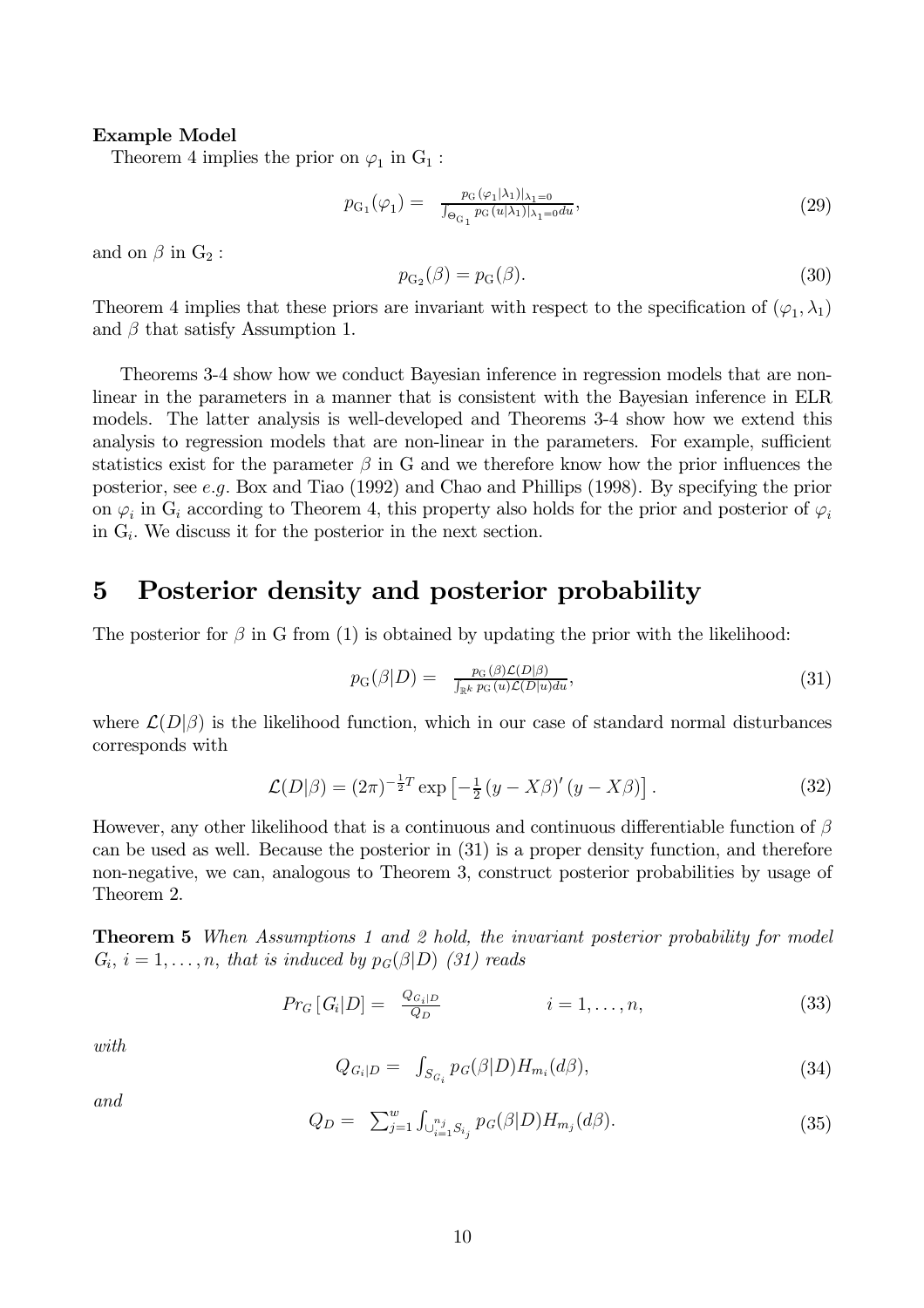**Example Model**

Theorem 4 implies the prior on $\varphi_1$ in $\mathrm{G}_1$ :

$$p_{\mathrm{G}_1}(\varphi_1) = \frac{p_{\mathrm{G}}(\varphi_1|\lambda_1)|_{\lambda_1=0}}{\int_{\Theta_{\mathrm{G}_1}} p_{\mathrm{G}}(u|\lambda_1)|_{\lambda_1=0} du}, \tag{29}$$

and on $\beta$ in $\mathrm{G}_2$ :

$$p_{\mathrm{G}_2}(\beta) = p_{\mathrm{G}}(\beta). \tag{30}$$

Theorem 4 implies that these priors are invariant with respect to the specification of $(\varphi_1, \lambda_1)$ and $\beta$ that satisfy Assumption 1.

Theorems 3-4 show how we conduct Bayesian inference in regression models that are non-linear in the parameters in a manner that is consistent with the Bayesian inference in ELR models. The latter analysis is well-developed and Theorems 3-4 show how we extend this analysis to regression models that are non-linear in the parameters. For example, sufficient statistics exist for the parameter $\beta$ in G and we therefore know how the prior influences the posterior, see *e.g.* Box and Tiao (1992) and Chao and Phillips (1998). By specifying the prior on $\varphi_i$ in $\mathrm{G}_i$ according to Theorem 4, this property also holds for the prior and posterior of $\varphi_i$ in $\mathrm{G}_i$. We discuss it for the posterior in the next section.

# 5 Posterior density and posterior probability

The posterior for $\beta$ in G from (1) is obtained by updating the prior with the likelihood:

$$p_{\mathrm{G}}(\beta|D) = \frac{p_{\mathrm{G}}(\beta)\mathcal{L}(D|\beta)}{\int_{\mathbb{R}^k} p_{\mathrm{G}}(u)\mathcal{L}(D|u)du}, \tag{31}$$

where $\mathcal{L}(D|\beta)$ is the likelihood function, which in our case of standard normal disturbances corresponds with

$$\mathcal{L}(D|\beta) = (2\pi)^{-\frac{1}{2}T} \exp\left[-\tfrac{1}{2}(y - X\beta)'(y - X\beta)\right]. \tag{32}$$

However, any other likelihood that is a continuous and continuous differentiable function of $\beta$ can be used as well. Because the posterior in (31) is a proper density function, and therefore non-negative, we can, analogous to Theorem 3, construct posterior probabilities by usage of Theorem 2.

**Theorem 5** *When Assumptions 1 and 2 hold, the invariant posterior probability for model $G_i$, $i = 1, \ldots, n$, that is induced by $p_G(\beta|D)$ (31) reads*

$$Pr_G\left[G_i|D\right] = \frac{Q_{G_i|D}}{Q_D} \qquad\qquad i = 1, \ldots, n, \tag{33}$$

*with*

$$Q_{G_i|D} = \int_{S_{G_i}} p_G(\beta|D) H_{m_i}(d\beta), \tag{34}$$

*and*

$$Q_D = \sum_{j=1}^{w} \int_{\cup_{i=1}^{n_j} S_{i_j}} p_G(\beta|D) H_{m_j}(d\beta). \tag{35}$$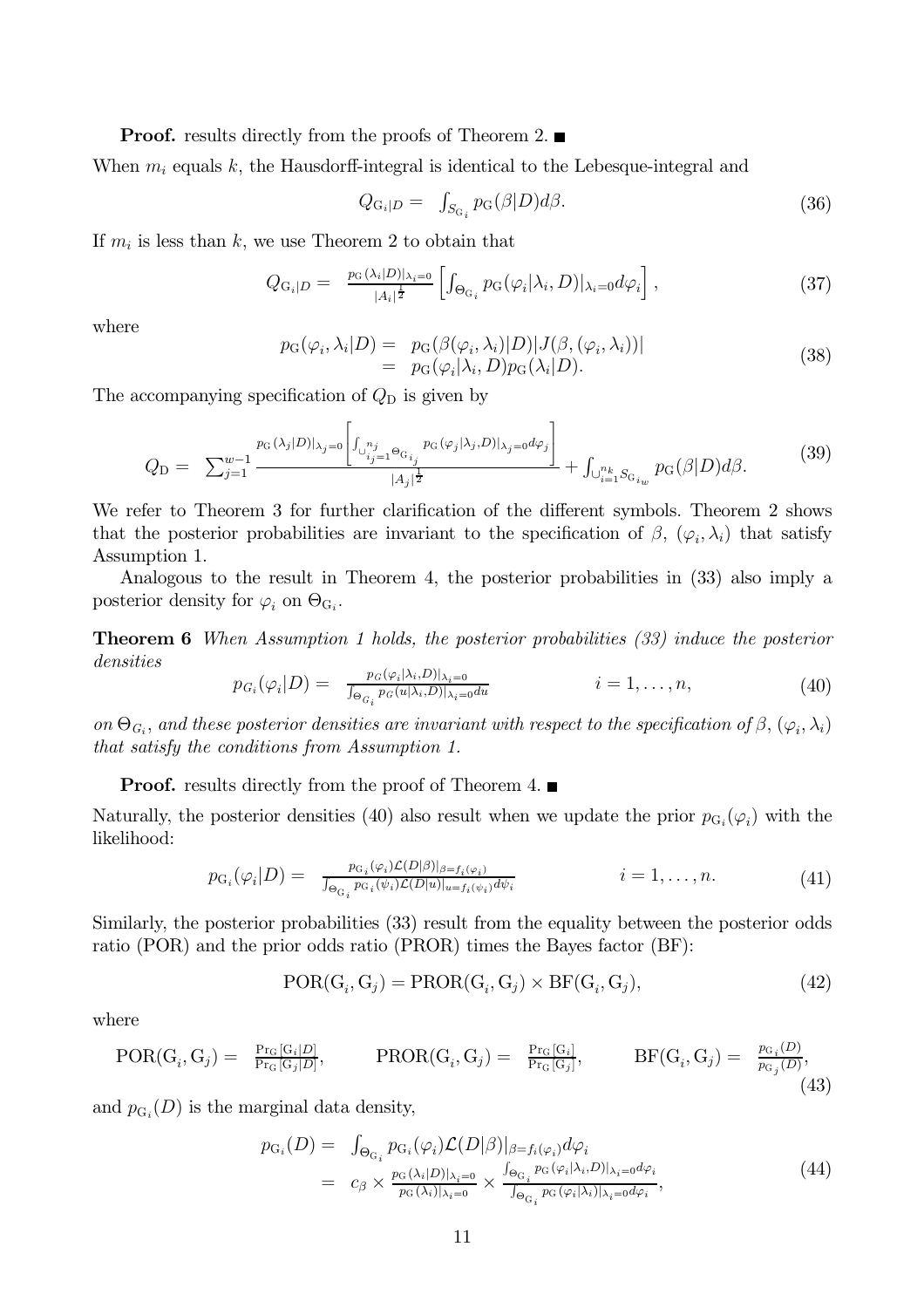**Proof.** results directly from the proofs of Theorem 2. ■

When $m_i$ equals $k$, the Hausdorff-integral is identical to the Lebesque-integral and

$$Q_{\mathrm{G}_i|D} = \int_{S_{\mathrm{G}_i}} p_{\mathrm{G}}(\beta|D)d\beta. \tag{36}$$

If $m_i$ is less than $k$, we use Theorem 2 to obtain that

$$Q_{\mathrm{G}_i|D} = \frac{p_{\mathrm{G}}(\lambda_i|D)|_{\lambda_i=0}}{|A_i|^{\frac{1}{2}}} \left[ \int_{\Theta_{\mathrm{G}_i}} p_{\mathrm{G}}(\varphi_i|\lambda_i, D)|_{\lambda_i=0} d\varphi_i \right], \tag{37}$$

where

$$\begin{aligned} p_{\mathrm{G}}(\varphi_i, \lambda_i|D) &= p_{\mathrm{G}}(\beta(\varphi_i, \lambda_i)|D)|J(\beta, (\varphi_i, \lambda_i))| \\ &= p_{\mathrm{G}}(\varphi_i|\lambda_i, D)p_{\mathrm{G}}(\lambda_i|D). \end{aligned} \tag{38}$$

The accompanying specification of $Q_{\mathrm{D}}$ is given by

$$Q_{\mathrm{D}} = \sum_{j=1}^{w-1} \frac{p_{\mathrm{G}}(\lambda_j|D)|_{\lambda_j=0} \left[ \int_{\cup_{i_j=1}^{n_j} \Theta_{\mathrm{G}_{i_j}}} p_{\mathrm{G}}(\varphi_j|\lambda_j, D)|_{\lambda_j=0} d\varphi_j \right]}{|A_j|^{\frac{1}{2}}} + \int_{\cup_{i=1}^{n_k} S_{\mathrm{G}_{i_w}}} p_{\mathrm{G}}(\beta|D)d\beta. \tag{39}$$

We refer to Theorem 3 for further clarification of the different symbols. Theorem 2 shows that the posterior probabilities are invariant to the specification of $\beta$, $(\varphi_i, \lambda_i)$ that satisfy Assumption 1.

Analogous to the result in Theorem 4, the posterior probabilities in (33) also imply a posterior density for $\varphi_i$ on $\Theta_{\mathrm{G}_i}$.

**Theorem 6** *When Assumption 1 holds, the posterior probabilities (33) induce the posterior densities*

$$p_{G_i}(\varphi_i|D) = \frac{p_G(\varphi_i|\lambda_i, D)|_{\lambda_i=0}}{\int_{\Theta_{G_i}} p_G(u|\lambda_i, D)|_{\lambda_i=0} du} \qquad\qquad i = 1, \ldots, n, \tag{40}$$

*on $\Theta_{G_i}$, and these posterior densities are invariant with respect to the specification of $\beta$, $(\varphi_i, \lambda_i)$ that satisfy the conditions from Assumption 1.*

**Proof.** results directly from the proof of Theorem 4. ■

Naturally, the posterior densities (40) also result when we update the prior $p_{\mathrm{G}_i}(\varphi_i)$ with the likelihood:

$$p_{\mathrm{G}_i}(\varphi_i|D) = \frac{p_{\mathrm{G}_i}(\varphi_i)\mathcal{L}(D|\beta)|_{\beta=f_i(\varphi_i)}}{\int_{\Theta_{\mathrm{G}_i}} p_{\mathrm{G}_i}(\psi_i)\mathcal{L}(D|u)|_{u=f_i(\psi_i)} d\psi_i} \qquad\qquad i = 1, \ldots, n. \tag{41}$$

Similarly, the posterior probabilities (33) result from the equality between the posterior odds ratio (POR) and the prior odds ratio (PROR) times the Bayes factor (BF):

$$\mathrm{POR}(\mathrm{G}_i, \mathrm{G}_j) = \mathrm{PROR}(\mathrm{G}_i, \mathrm{G}_j) \times \mathrm{BF}(\mathrm{G}_i, \mathrm{G}_j), \tag{42}$$

where

$$\mathrm{POR}(\mathrm{G}_i, \mathrm{G}_j) = \frac{\Pr_{\mathrm{G}}[\mathrm{G}_i|D]}{\Pr_{\mathrm{G}}[\mathrm{G}_j|D]}, \qquad \mathrm{PROR}(\mathrm{G}_i, \mathrm{G}_j) = \frac{\Pr_{\mathrm{G}}[\mathrm{G}_i]}{\Pr_{\mathrm{G}}[\mathrm{G}_j]}, \qquad \mathrm{BF}(\mathrm{G}_i, \mathrm{G}_j) = \frac{p_{\mathrm{G}_i}(D)}{p_{\mathrm{G}_j}(D)}, \tag{43}$$

and $p_{\mathrm{G}_i}(D)$ is the marginal data density,

$$\begin{aligned} p_{\mathrm{G}_i}(D) &= \int_{\Theta_{\mathrm{G}_i}} p_{\mathrm{G}_i}(\varphi_i)\mathcal{L}(D|\beta)|_{\beta=f_i(\varphi_i)} d\varphi_i \\ &= c_\beta \times \frac{p_{\mathrm{G}}(\lambda_i|D)|_{\lambda_i=0}}{p_{\mathrm{G}}(\lambda_i)|_{\lambda_i=0}} \times \frac{\int_{\Theta_{\mathrm{G}_i}} p_{\mathrm{G}}(\varphi_i|\lambda_i, D)|_{\lambda_i=0} d\varphi_i}{\int_{\Theta_{\mathrm{G}_i}} p_{\mathrm{G}}(\varphi_i|\lambda_i)|_{\lambda_i=0} d\varphi_i}, \end{aligned} \tag{44}$$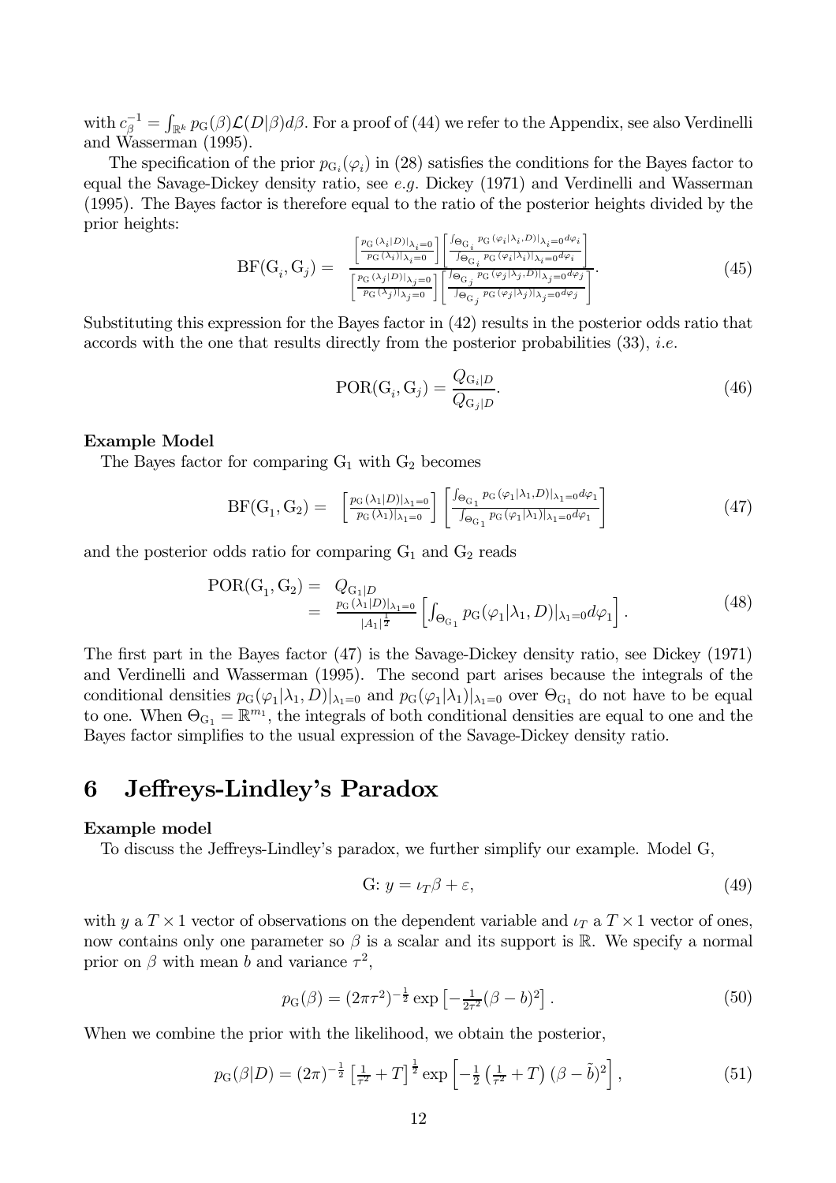with $c_\beta^{-1} = \int_{\mathbb{R}^k} p_{\mathrm{G}}(\beta)\mathcal{L}(D|\beta)d\beta$. For a proof of (44) we refer to the Appendix, see also Verdinelli and Wasserman (1995).

The specification of the prior $p_{\mathrm{G}_i}(\varphi_i)$ in (28) satisfies the conditions for the Bayes factor to equal the Savage-Dickey density ratio, see *e.g.* Dickey (1971) and Verdinelli and Wasserman (1995). The Bayes factor is therefore equal to the ratio of the posterior heights divided by the prior heights:

$$
\mathrm{BF}(\mathrm{G}_i, \mathrm{G}_j) = \frac{\left[\frac{p_{\mathrm{G}}(\lambda_i|D)|_{\lambda_i=0}}{p_{\mathrm{G}}(\lambda_i)|_{\lambda_i=0}}\right]\left[\frac{\int_{\Theta_{\mathrm{G}_i}} p_{\mathrm{G}}(\varphi_i|\lambda_i,D)|_{\lambda_i=0}d\varphi_i}{\int_{\Theta_{\mathrm{G}_i}} p_{\mathrm{G}}(\varphi_i|\lambda_i)|_{\lambda_i=0}d\varphi_i}\right]}{\left[\frac{p_{\mathrm{G}}(\lambda_j|D)|_{\lambda_j=0}}{p_{\mathrm{G}}(\lambda_j)|_{\lambda_j=0}}\right]\left[\frac{\int_{\Theta_{\mathrm{G}_j}} p_{\mathrm{G}}(\varphi_j|\lambda_j,D)|_{\lambda_j=0}d\varphi_j}{\int_{\Theta_{\mathrm{G}_j}} p_{\mathrm{G}}(\varphi_j|\lambda_j)|_{\lambda_j=0}d\varphi_j}\right]}. \tag{45}
$$

Substituting this expression for the Bayes factor in (42) results in the posterior odds ratio that accords with the one that results directly from the posterior probabilities (33), *i.e.*

$$
\mathrm{POR}(\mathrm{G}_i, \mathrm{G}_j) = \frac{Q_{\mathrm{G}_i|D}}{Q_{\mathrm{G}_j|D}}. \tag{46}
$$

**Example Model**

The Bayes factor for comparing $\mathrm{G}_1$ with $\mathrm{G}_2$ becomes

$$
\mathrm{BF}(\mathrm{G}_1, \mathrm{G}_2) = \left[\frac{p_{\mathrm{G}}(\lambda_1|D)|_{\lambda_1=0}}{p_{\mathrm{G}}(\lambda_1)|_{\lambda_1=0}}\right]\left[\frac{\int_{\Theta_{\mathrm{G}_1}} p_{\mathrm{G}}(\varphi_1|\lambda_1,D)|_{\lambda_1=0}d\varphi_1}{\int_{\Theta_{\mathrm{G}_1}} p_{\mathrm{G}}(\varphi_1|\lambda_1)|_{\lambda_1=0}d\varphi_1}\right] \tag{47}
$$

and the posterior odds ratio for comparing $\mathrm{G}_1$ and $\mathrm{G}_2$ reads

$$
\begin{aligned}
\mathrm{POR}(\mathrm{G}_1, \mathrm{G}_2) &= Q_{\mathrm{G}_1|D} \\
&= \frac{p_{\mathrm{G}}(\lambda_1|D)|_{\lambda_1=0}}{|A_1|^{\frac{1}{2}}}\left[\int_{\Theta_{\mathrm{G}_1}} p_{\mathrm{G}}(\varphi_1|\lambda_1,D)|_{\lambda_1=0}d\varphi_1\right].
\end{aligned} \tag{48}
$$

The first part in the Bayes factor (47) is the Savage-Dickey density ratio, see Dickey (1971) and Verdinelli and Wasserman (1995). The second part arises because the integrals of the conditional densities $p_{\mathrm{G}}(\varphi_1|\lambda_1,D)|_{\lambda_1=0}$ and $p_{\mathrm{G}}(\varphi_1|\lambda_1)|_{\lambda_1=0}$ over $\Theta_{\mathrm{G}_1}$ do not have to be equal to one. When $\Theta_{\mathrm{G}_1} = \mathbb{R}^{m_1}$, the integrals of both conditional densities are equal to one and the Bayes factor simplifies to the usual expression of the Savage-Dickey density ratio.

# 6 Jeffreys-Lindley's Paradox

**Example model**

To discuss the Jeffreys-Lindley's paradox, we further simplify our example. Model G,

$$
\mathrm{G}\text{: } y = \iota_T\beta + \varepsilon, \tag{49}
$$

with $y$ a $T \times 1$ vector of observations on the dependent variable and $\iota_T$ a $T \times 1$ vector of ones, now contains only one parameter so $\beta$ is a scalar and its support is $\mathbb{R}$. We specify a normal prior on $\beta$ with mean $b$ and variance $\tau^2$,

$$
p_{\mathrm{G}}(\beta) = (2\pi\tau^2)^{-\frac{1}{2}}\exp\left[-\tfrac{1}{2\tau^2}(\beta - b)^2\right]. \tag{50}
$$

When we combine the prior with the likelihood, we obtain the posterior,

$$
p_{\mathrm{G}}(\beta|D) = (2\pi)^{-\frac{1}{2}}\left[\tfrac{1}{\tau^2} + T\right]^{\frac{1}{2}}\exp\left[-\tfrac{1}{2}\left(\tfrac{1}{\tau^2} + T\right)(\beta - \tilde{b})^2\right], \tag{51}
$$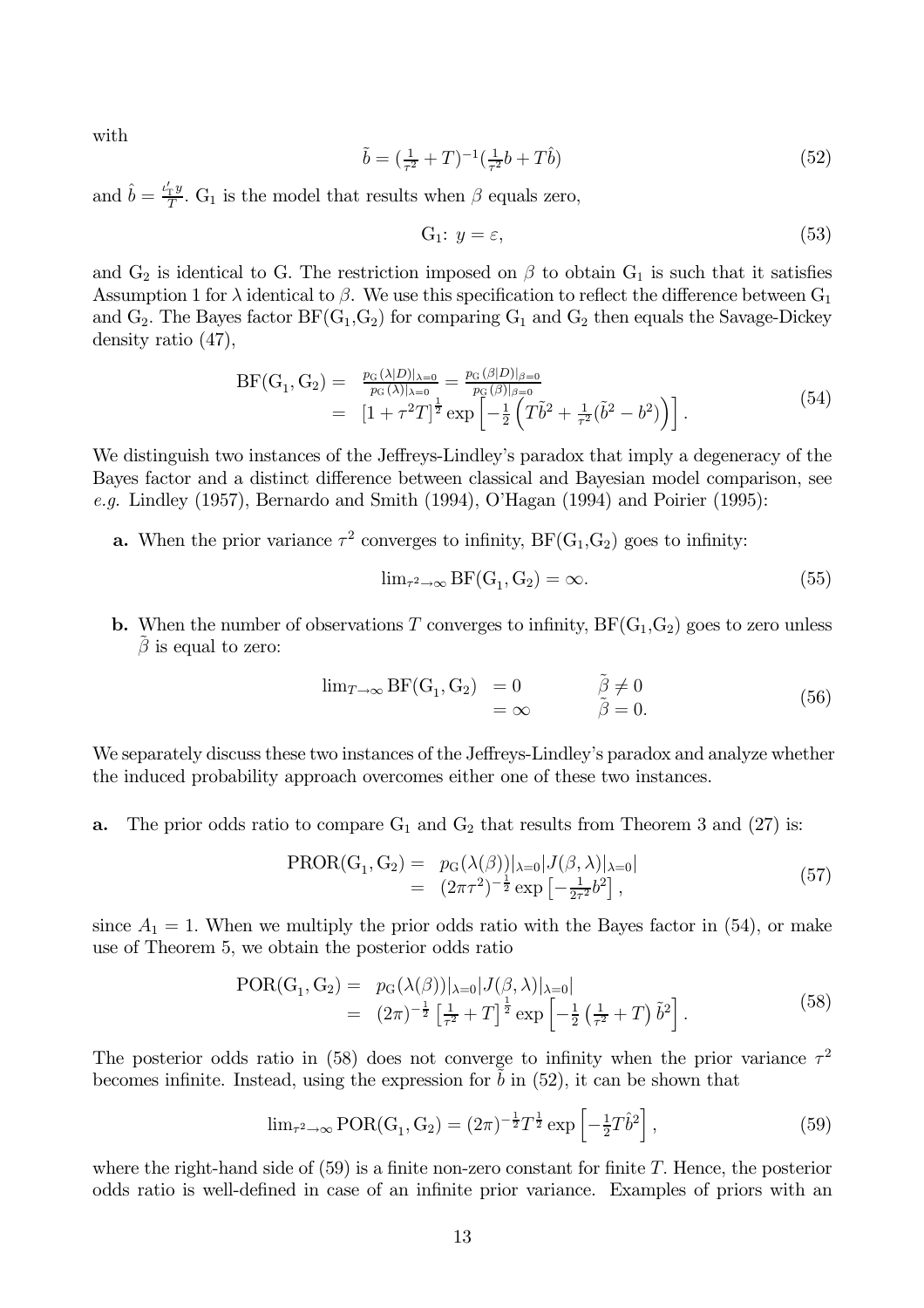with

$$\tilde{b} = (\tfrac{1}{\tau^2} + T)^{-1}(\tfrac{1}{\tau^2}b + T\hat{b}) \tag{52}$$

and $\hat{b} = \frac{\iota_T' y}{T}$. $\mathrm{G}_1$ is the model that results when $\beta$ equals zero,

$$\mathrm{G}_1\text{: } y = \varepsilon, \tag{53}$$

and $\mathrm{G}_2$ is identical to G. The restriction imposed on $\beta$ to obtain $\mathrm{G}_1$ is such that it satisfies Assumption 1 for $\lambda$ identical to $\beta$. We use this specification to reflect the difference between $\mathrm{G}_1$ and $\mathrm{G}_2$. The Bayes factor $\mathrm{BF}(\mathrm{G}_1,\mathrm{G}_2)$ for comparing $\mathrm{G}_1$ and $\mathrm{G}_2$ then equals the Savage-Dickey density ratio (47),

$$\begin{aligned}\mathrm{BF}(\mathrm{G}_1, \mathrm{G}_2) &= \tfrac{p_{\mathrm{G}}(\lambda|D)|_{\lambda=0}}{p_{\mathrm{G}}(\lambda)|_{\lambda=0}} = \tfrac{p_{\mathrm{G}}(\beta|D)|_{\beta=0}}{p_{\mathrm{G}}(\beta)|_{\beta=0}} \\ &= [1 + \tau^2 T]^{\frac{1}{2}} \exp\left[-\tfrac{1}{2}\left(T\tilde{b}^2 + \tfrac{1}{\tau^2}(\tilde{b}^2 - b^2)\right)\right].\end{aligned} \tag{54}$$

We distinguish two instances of the Jeffreys-Lindley's paradox that imply a degeneracy of the Bayes factor and a distinct difference between classical and Bayesian model comparison, see *e.g.* Lindley (1957), Bernardo and Smith (1994), O'Hagan (1994) and Poirier (1995):

- **a.** When the prior variance $\tau^2$ converges to infinity, $\mathrm{BF}(\mathrm{G}_1,\mathrm{G}_2)$ goes to infinity:

$$\lim_{\tau^2 \to \infty} \mathrm{BF}(\mathrm{G}_1, \mathrm{G}_2) = \infty. \tag{55}$$

- **b.** When the number of observations $T$ converges to infinity, $\mathrm{BF}(\mathrm{G}_1,\mathrm{G}_2)$ goes to zero unless $\tilde{\beta}$ is equal to zero:

$$\begin{aligned}\lim_{T \to \infty} \mathrm{BF}(\mathrm{G}_1, \mathrm{G}_2) &= 0 \qquad && \tilde{\beta} \neq 0 \\ &= \infty && \tilde{\beta} = 0.\end{aligned} \tag{56}$$

We separately discuss these two instances of the Jeffreys-Lindley's paradox and analyze whether the induced probability approach overcomes either one of these two instances.

**a.** The prior odds ratio to compare $\mathrm{G}_1$ and $\mathrm{G}_2$ that results from Theorem 3 and (27) is:

$$\begin{aligned}\mathrm{PROR}(\mathrm{G}_1, \mathrm{G}_2) &= p_{\mathrm{G}}(\lambda(\beta))|_{\lambda=0} |J(\beta, \lambda)|_{\lambda=0}| \\ &= (2\pi\tau^2)^{-\frac{1}{2}} \exp\left[-\tfrac{1}{2\tau^2}b^2\right],\end{aligned} \tag{57}$$

since $A_1 = 1$. When we multiply the prior odds ratio with the Bayes factor in (54), or make use of Theorem 5, we obtain the posterior odds ratio

$$\begin{aligned}\mathrm{POR}(\mathrm{G}_1, \mathrm{G}_2) &= p_{\mathrm{G}}(\lambda(\beta))|_{\lambda=0} |J(\beta, \lambda)|_{\lambda=0}| \\ &= (2\pi)^{-\frac{1}{2}} \left[\tfrac{1}{\tau^2} + T\right]^{\frac{1}{2}} \exp\left[-\tfrac{1}{2}\left(\tfrac{1}{\tau^2} + T\right)\tilde{b}^2\right].\end{aligned} \tag{58}$$

The posterior odds ratio in (58) does not converge to infinity when the prior variance $\tau^2$ becomes infinite. Instead, using the expression for $\tilde{b}$ in (52), it can be shown that

$$\lim_{\tau^2 \to \infty} \mathrm{POR}(\mathrm{G}_1, \mathrm{G}_2) = (2\pi)^{-\frac{1}{2}} T^{\frac{1}{2}} \exp\left[-\tfrac{1}{2}T\hat{b}^2\right], \tag{59}$$

where the right-hand side of (59) is a finite non-zero constant for finite $T$. Hence, the posterior odds ratio is well-defined in case of an infinite prior variance. Examples of priors with an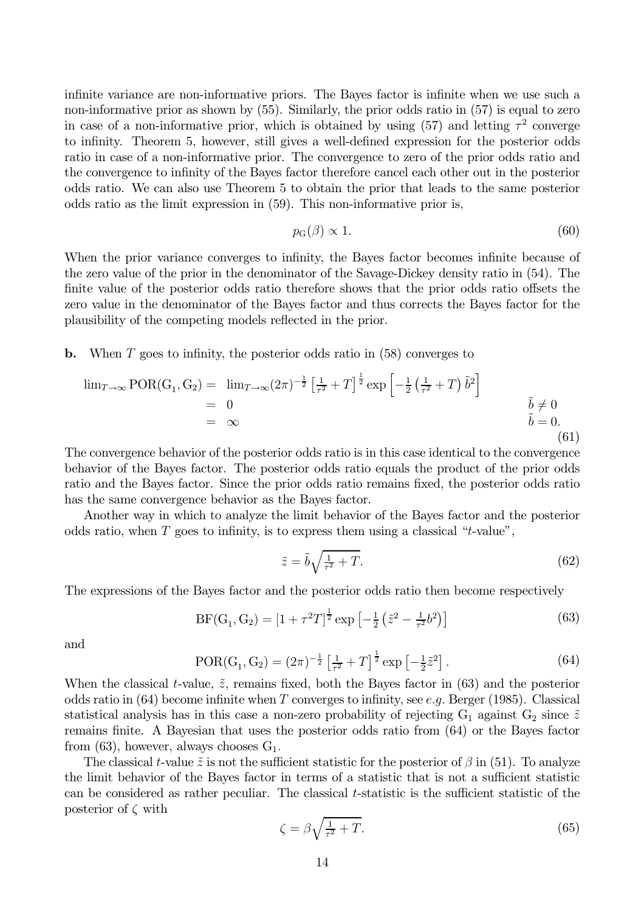infinite variance are non-informative priors. The Bayes factor is infinite when we use such a non-informative prior as shown by (55). Similarly, the prior odds ratio in (57) is equal to zero in case of a non-informative prior, which is obtained by using (57) and letting $\tau^2$ converge to infinity. Theorem 5, however, still gives a well-defined expression for the posterior odds ratio in case of a non-informative prior. The convergence to zero of the prior odds ratio and the convergence to infinity of the Bayes factor therefore cancel each other out in the posterior odds ratio. We can also use Theorem 5 to obtain the prior that leads to the same posterior odds ratio as the limit expression in (59). This non-informative prior is,

$$p_{\mathrm{G}}(\beta) \propto 1. \tag{60}$$

When the prior variance converges to infinity, the Bayes factor becomes infinite because of the zero value of the prior in the denominator of the Savage-Dickey density ratio in (54). The finite value of the posterior odds ratio therefore shows that the prior odds ratio offsets the zero value in the denominator of the Bayes factor and thus corrects the Bayes factor for the plausibility of the competing models reflected in the prior.

**b.** When $T$ goes to infinity, the posterior odds ratio in (58) converges to

$$\begin{aligned}
\lim_{T\to\infty} \mathrm{POR}(\mathrm{G}_1, \mathrm{G}_2) &= \lim_{T\to\infty} (2\pi)^{-\frac{1}{2}} \left[\tfrac{1}{\tau^2} + T\right]^{\frac{1}{2}} \exp\left[-\tfrac{1}{2}\left(\tfrac{1}{\tau^2} + T\right)\tilde{b}^2\right] & \\
&= 0 & \tilde{b} \neq 0 \\
&= \infty & \tilde{b} = 0.
\end{aligned} \tag{61}$$

The convergence behavior of the posterior odds ratio is in this case identical to the convergence behavior of the Bayes factor. The posterior odds ratio equals the product of the prior odds ratio and the Bayes factor. Since the prior odds ratio remains fixed, the posterior odds ratio has the same convergence behavior as the Bayes factor.

Another way in which to analyze the limit behavior of the Bayes factor and the posterior odds ratio, when $T$ goes to infinity, is to express them using a classical "$t$-value",

$$\tilde{z} = \tilde{b}\sqrt{\tfrac{1}{\tau^2} + T}. \tag{62}$$

The expressions of the Bayes factor and the posterior odds ratio then become respectively

$$\mathrm{BF}(\mathrm{G}_1, \mathrm{G}_2) = \left[1 + \tau^2 T\right]^{\frac{1}{2}} \exp\left[-\tfrac{1}{2}\left(\tilde{z}^2 - \tfrac{1}{\tau^2}b^2\right)\right] \tag{63}$$

and

$$\mathrm{POR}(\mathrm{G}_1, \mathrm{G}_2) = (2\pi)^{-\frac{1}{2}} \left[\tfrac{1}{\tau^2} + T\right]^{\frac{1}{2}} \exp\left[-\tfrac{1}{2}\tilde{z}^2\right]. \tag{64}$$

When the classical $t$-value, $\tilde{z}$, remains fixed, both the Bayes factor in (63) and the posterior odds ratio in (64) become infinite when $T$ converges to infinity, see *e.g.* Berger (1985). Classical statistical analysis has in this case a non-zero probability of rejecting $\mathrm{G}_1$ against $\mathrm{G}_2$ since $\tilde{z}$ remains finite. A Bayesian that uses the posterior odds ratio from (64) or the Bayes factor from (63), however, always chooses $\mathrm{G}_1$.

The classical $t$-value $\tilde{z}$ is not the sufficient statistic for the posterior of $\beta$ in (51). To analyze the limit behavior of the Bayes factor in terms of a statistic that is not a sufficient statistic can be considered as rather peculiar. The classical $t$-statistic is the sufficient statistic of the posterior of $\zeta$ with

$$\zeta = \beta\sqrt{\tfrac{1}{\tau^2} + T}. \tag{65}$$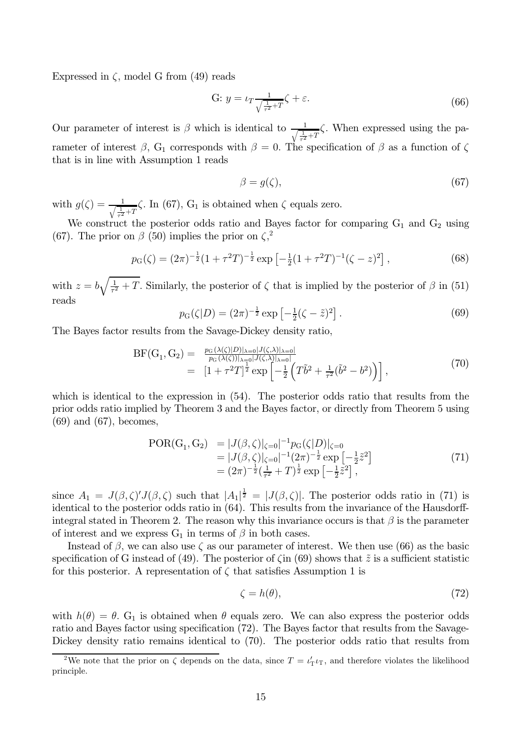Expressed in $\zeta$, model G from (49) reads

$$\text{G: } y = \iota_T \frac{1}{\sqrt{\frac{1}{\tau^2}+T}}\zeta + \varepsilon. \tag{66}$$

Our parameter of interest is $\beta$ which is identical to $\frac{1}{\sqrt{\frac{1}{\tau^2}+T}}\zeta$. When expressed using the parameter of interest $\beta$, $\text{G}_1$ corresponds with $\beta = 0$. The specification of $\beta$ as a function of $\zeta$ that is in line with Assumption 1 reads

$$\beta = g(\zeta), \tag{67}$$

with $g(\zeta) = \frac{1}{\sqrt{\frac{1}{\tau^2}+T}}\zeta$. In (67), $\text{G}_1$ is obtained when $\zeta$ equals zero.

We construct the posterior odds ratio and Bayes factor for comparing $\text{G}_1$ and $\text{G}_2$ using (67). The prior on $\beta$ (50) implies the prior on $\zeta$,[2]

$$p_{\text{G}}(\zeta) = (2\pi)^{-\frac{1}{2}}(1+\tau^2 T)^{-\frac{1}{2}} \exp\left[-\tfrac{1}{2}(1+\tau^2 T)^{-1}(\zeta - z)^2\right], \tag{68}$$

with $z = b\sqrt{\frac{1}{\tau^2}+T}$. Similarly, the posterior of $\zeta$ that is implied by the posterior of $\beta$ in (51) reads

$$p_{\text{G}}(\zeta|D) = (2\pi)^{-\frac{1}{2}} \exp\left[-\tfrac{1}{2}(\zeta - \tilde{z})^2\right]. \tag{69}$$

The Bayes factor results from the Savage-Dickey density ratio,

$$\begin{aligned} \text{BF}(\text{G}_1, \text{G}_2) &= \frac{p_{\text{G}}(\lambda(\zeta)|D)|_{\lambda=0}|J(\zeta,\lambda)|_{\lambda=0}|}{p_{\text{G}}(\lambda(\zeta))|_{\lambda=0}|J(\zeta,\lambda)|_{\lambda=0}|} \\ &= \left[1+\tau^2 T\right]^{\frac{1}{2}} \exp\left[-\tfrac{1}{2}\left(T\tilde{b}^2 + \tfrac{1}{\tau^2}(\tilde{b}^2 - b^2)\right)\right], \end{aligned} \tag{70}$$

which is identical to the expression in (54). The posterior odds ratio that results from the prior odds ratio implied by Theorem 3 and the Bayes factor, or directly from Theorem 5 using (69) and (67), becomes,

$$\begin{aligned} \text{POR}(\text{G}_1, \text{G}_2) &= |J(\beta,\zeta)|_{\zeta=0}|^{-1} p_{\text{G}}(\zeta|D)|_{\zeta=0} \\ &= |J(\beta,\zeta)|_{\zeta=0}|^{-1}(2\pi)^{-\frac{1}{2}} \exp\left[-\tfrac{1}{2}\tilde{z}^2\right] \\ &= (2\pi)^{-\frac{1}{2}}(\tfrac{1}{\tau^2}+T)^{\frac{1}{2}} \exp\left[-\tfrac{1}{2}\tilde{z}^2\right], \end{aligned} \tag{71}$$

since $A_1 = J(\beta,\zeta)'J(\beta,\zeta)$ such that $|A_1|^{\frac{1}{2}} = |J(\beta,\zeta)|$. The posterior odds ratio in (71) is identical to the posterior odds ratio in (64). This results from the invariance of the Hausdorff-integral stated in Theorem 2. The reason why this invariance occurs is that $\beta$ is the parameter of interest and we express $\text{G}_1$ in terms of $\beta$ in both cases.

Instead of $\beta$, we can also use $\zeta$ as our parameter of interest. We then use (66) as the basic specification of G instead of (49). The posterior of $\zeta$in (69) shows that $\tilde{z}$ is a sufficient statistic for this posterior. A representation of $\zeta$ that satisfies Assumption 1 is

$$\zeta = h(\theta), \tag{72}$$

with $h(\theta) = \theta$. $\text{G}_1$ is obtained when $\theta$ equals zero. We can also express the posterior odds ratio and Bayes factor using specification (72). The Bayes factor that results from the Savage-Dickey density ratio remains identical to (70). The posterior odds ratio that results from

[2] We note that the prior on $\zeta$ depends on the data, since $T = \iota_{\text{T}}'\iota_{\text{T}}$, and therefore violates the likelihood principle.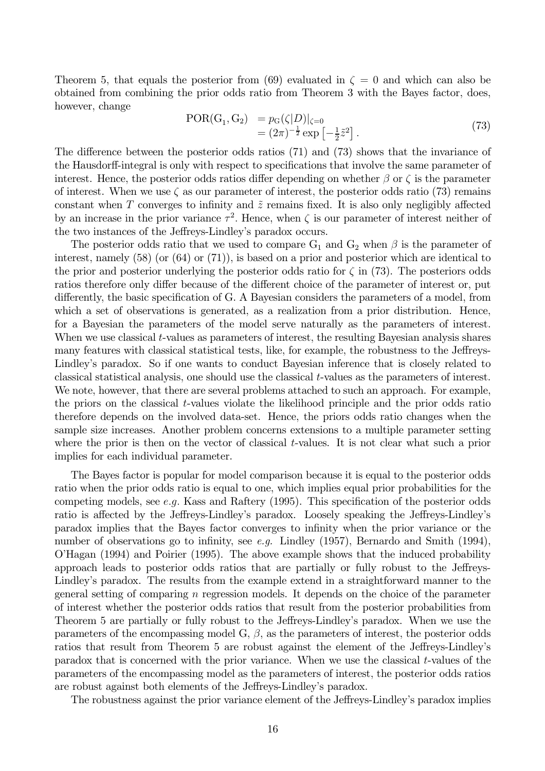Theorem 5, that equals the posterior from (69) evaluated in $\zeta = 0$ and which can also be obtained from combining the prior odds ratio from Theorem 3 with the Bayes factor, does, however, change

$$
\begin{aligned}
\mathrm{POR}(\mathrm{G}_1, \mathrm{G}_2) &= p_{\mathrm{G}}(\zeta|D)|_{\zeta=0} \\
&= (2\pi)^{-\frac{1}{2}} \exp\left[-\tfrac{1}{2}\tilde{z}^2\right].
\end{aligned}
\tag{73}
$$

The difference between the posterior odds ratios (71) and (73) shows that the invariance of the Hausdorff-integral is only with respect to specifications that involve the same parameter of interest. Hence, the posterior odds ratios differ depending on whether $\beta$ or $\zeta$ is the parameter of interest. When we use $\zeta$ as our parameter of interest, the posterior odds ratio (73) remains constant when $T$ converges to infinity and $\tilde{z}$ remains fixed. It is also only negligibly affected by an increase in the prior variance $\tau^2$. Hence, when $\zeta$ is our parameter of interest neither of the two instances of the Jeffreys-Lindley's paradox occurs.

The posterior odds ratio that we used to compare $\mathrm{G}_1$ and $\mathrm{G}_2$ when $\beta$ is the parameter of interest, namely (58) (or (64) or (71)), is based on a prior and posterior which are identical to the prior and posterior underlying the posterior odds ratio for $\zeta$ in (73). The posteriors odds ratios therefore only differ because of the different choice of the parameter of interest or, put differently, the basic specification of G. A Bayesian considers the parameters of a model, from which a set of observations is generated, as a realization from a prior distribution. Hence, for a Bayesian the parameters of the model serve naturally as the parameters of interest. When we use classical $t$-values as parameters of interest, the resulting Bayesian analysis shares many features with classical statistical tests, like, for example, the robustness to the Jeffreys-Lindley's paradox. So if one wants to conduct Bayesian inference that is closely related to classical statistical analysis, one should use the classical $t$-values as the parameters of interest. We note, however, that there are several problems attached to such an approach. For example, the priors on the classical $t$-values violate the likelihood principle and the prior odds ratio therefore depends on the involved data-set. Hence, the priors odds ratio changes when the sample size increases. Another problem concerns extensions to a multiple parameter setting where the prior is then on the vector of classical $t$-values. It is not clear what such a prior implies for each individual parameter.

The Bayes factor is popular for model comparison because it is equal to the posterior odds ratio when the prior odds ratio is equal to one, which implies equal prior probabilities for the competing models, see *e.g.* Kass and Raftery (1995). This specification of the posterior odds ratio is affected by the Jeffreys-Lindley's paradox. Loosely speaking the Jeffreys-Lindley's paradox implies that the Bayes factor converges to infinity when the prior variance or the number of observations go to infinity, see *e.g.* Lindley (1957), Bernardo and Smith (1994), O'Hagan (1994) and Poirier (1995). The above example shows that the induced probability approach leads to posterior odds ratios that are partially or fully robust to the Jeffreys-Lindley's paradox. The results from the example extend in a straightforward manner to the general setting of comparing $n$ regression models. It depends on the choice of the parameter of interest whether the posterior odds ratios that result from the posterior probabilities from Theorem 5 are partially or fully robust to the Jeffreys-Lindley's paradox. When we use the parameters of the encompassing model G, $\beta$, as the parameters of interest, the posterior odds ratios that result from Theorem 5 are robust against the element of the Jeffreys-Lindley's paradox that is concerned with the prior variance. When we use the classical $t$-values of the parameters of the encompassing model as the parameters of interest, the posterior odds ratios are robust against both elements of the Jeffreys-Lindley's paradox.

The robustness against the prior variance element of the Jeffreys-Lindley's paradox implies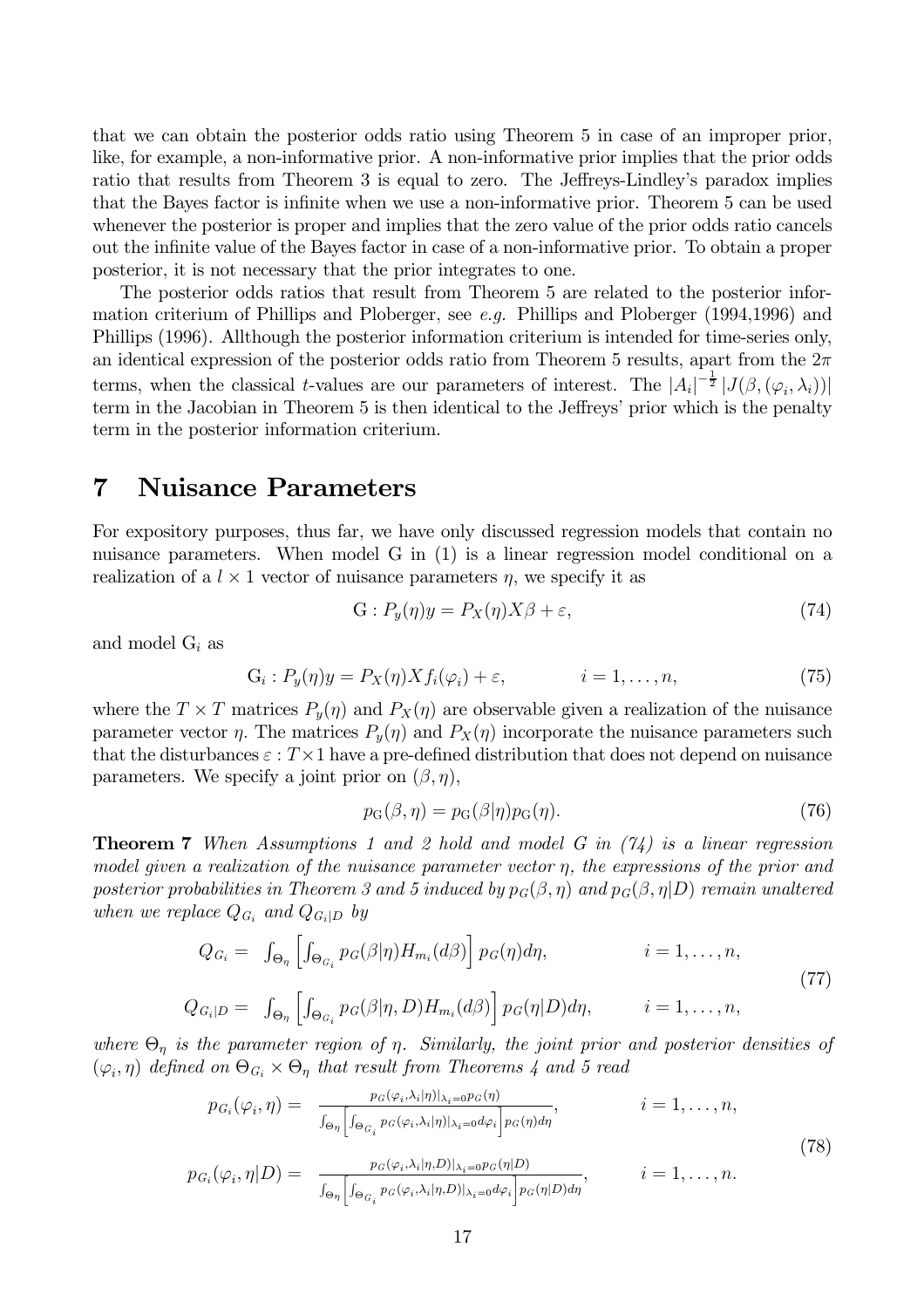that we can obtain the posterior odds ratio using Theorem 5 in case of an improper prior, like, for example, a non-informative prior. A non-informative prior implies that the prior odds ratio that results from Theorem 3 is equal to zero. The Jeffreys-Lindley's paradox implies that the Bayes factor is infinite when we use a non-informative prior. Theorem 5 can be used whenever the posterior is proper and implies that the zero value of the prior odds ratio cancels out the infinite value of the Bayes factor in case of a non-informative prior. To obtain a proper posterior, it is not necessary that the prior integrates to one.

The posterior odds ratios that result from Theorem 5 are related to the posterior information criterium of Phillips and Ploberger, see *e.g.* Phillips and Ploberger (1994,1996) and Phillips (1996). Allthough the posterior information criterium is intended for time-series only, an identical expression of the posterior odds ratio from Theorem 5 results, apart from the $2\pi$ terms, when the classical $t$-values are our parameters of interest. The $|A_i|^{-\frac{1}{2}} |J(\beta, (\varphi_i, \lambda_i))|$ term in the Jacobian in Theorem 5 is then identical to the Jeffreys' prior which is the penalty term in the posterior information criterium.

# 7 Nuisance Parameters

For expository purposes, thus far, we have only discussed regression models that contain no nuisance parameters. When model G in (1) is a linear regression model conditional on a realization of a $l \times 1$ vector of nuisance parameters $\eta$, we specify it as

$$\mathrm{G}: P_y(\eta)y = P_X(\eta)X\beta + \varepsilon, \tag{74}$$

and model $\mathrm{G}_i$ as

$$\mathrm{G}_i: P_y(\eta)y = P_X(\eta)Xf_i(\varphi_i) + \varepsilon, \qquad i = 1, \ldots, n, \tag{75}$$

where the $T \times T$ matrices $P_y(\eta)$ and $P_X(\eta)$ are observable given a realization of the nuisance parameter vector $\eta$. The matrices $P_y(\eta)$ and $P_X(\eta)$ incorporate the nuisance parameters such that the disturbances $\varepsilon : T \times 1$ have a pre-defined distribution that does not depend on nuisance parameters. We specify a joint prior on $(\beta, \eta)$,

$$p_{\mathrm{G}}(\beta, \eta) = p_{\mathrm{G}}(\beta|\eta)p_{\mathrm{G}}(\eta). \tag{76}$$

**Theorem 7** *When Assumptions 1 and 2 hold and model G in (74) is a linear regression model given a realization of the nuisance parameter vector $\eta$, the expressions of the prior and posterior probabilities in Theorem 3 and 5 induced by $p_G(\beta, \eta)$ and $p_G(\beta, \eta|D)$ remain unaltered when we replace $Q_{G_i}$ and $Q_{G_i|D}$ by*

$$\begin{aligned} Q_{G_i} &= \int_{\Theta_\eta} \left[ \int_{\Theta_{G_i}} p_G(\beta|\eta) H_{m_i}(d\beta) \right] p_G(\eta) d\eta, & i = 1, \ldots, n, \\ Q_{G_i|D} &= \int_{\Theta_\eta} \left[ \int_{\Theta_{G_i}} p_G(\beta|\eta, D) H_{m_i}(d\beta) \right] p_G(\eta|D) d\eta, & i = 1, \ldots, n, \end{aligned} \tag{77}$$

*where $\Theta_\eta$ is the parameter region of $\eta$. Similarly, the joint prior and posterior densities of $(\varphi_i, \eta)$ defined on $\Theta_{G_i} \times \Theta_\eta$ that result from Theorems 4 and 5 read*

$$\begin{aligned} p_{G_i}(\varphi_i, \eta) &= \frac{p_G(\varphi_i, \lambda_i|\eta)|_{\lambda_i=0} p_G(\eta)}{\int_{\Theta_\eta} \left[ \int_{\Theta_{G_i}} p_G(\varphi_i, \lambda_i|\eta)|_{\lambda_i=0} d\varphi_i \right] p_G(\eta) d\eta}, & i = 1, \ldots, n, \\ p_{G_i}(\varphi_i, \eta|D) &= \frac{p_G(\varphi_i, \lambda_i|\eta, D)|_{\lambda_i=0} p_G(\eta|D)}{\int_{\Theta_\eta} \left[ \int_{\Theta_{G_i}} p_G(\varphi_i, \lambda_i|\eta, D)|_{\lambda_i=0} d\varphi_i \right] p_G(\eta|D) d\eta}, & i = 1, \ldots, n. \end{aligned} \tag{78}$$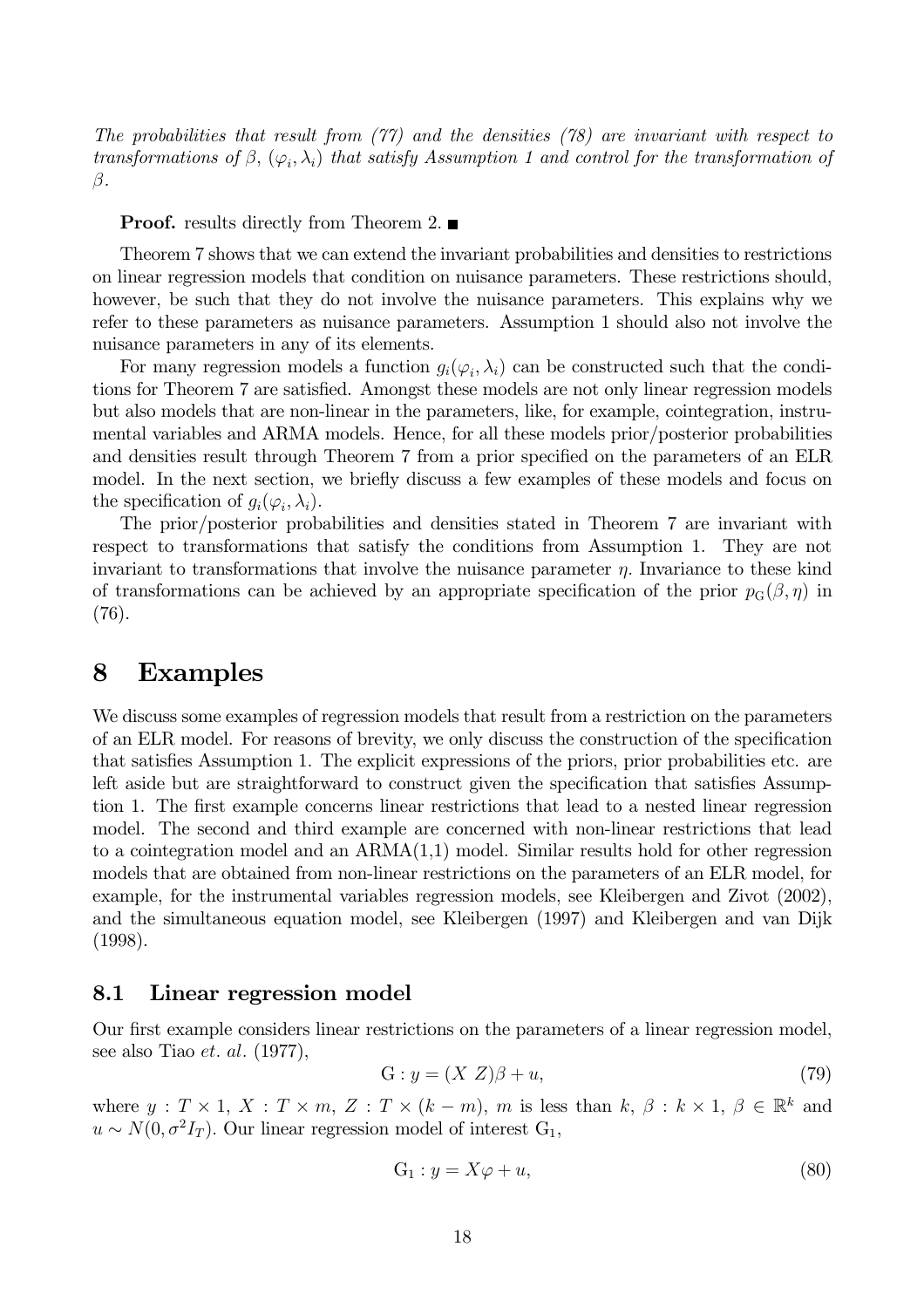*The probabilities that result from (77) and the densities (78) are invariant with respect to transformations of $\beta$, $(\varphi_i, \lambda_i)$ that satisfy Assumption 1 and control for the transformation of $\beta$.*

**Proof.** results directly from Theorem 2. ■

Theorem 7 shows that we can extend the invariant probabilities and densities to restrictions on linear regression models that condition on nuisance parameters. These restrictions should, however, be such that they do not involve the nuisance parameters. This explains why we refer to these parameters as nuisance parameters. Assumption 1 should also not involve the nuisance parameters in any of its elements.

For many regression models a function $g_i(\varphi_i, \lambda_i)$ can be constructed such that the conditions for Theorem 7 are satisfied. Amongst these models are not only linear regression models but also models that are non-linear in the parameters, like, for example, cointegration, instrumental variables and ARMA models. Hence, for all these models prior/posterior probabilities and densities result through Theorem 7 from a prior specified on the parameters of an ELR model. In the next section, we briefly discuss a few examples of these models and focus on the specification of $g_i(\varphi_i, \lambda_i)$.

The prior/posterior probabilities and densities stated in Theorem 7 are invariant with respect to transformations that satisfy the conditions from Assumption 1. They are not invariant to transformations that involve the nuisance parameter $\eta$. Invariance to these kind of transformations can be achieved by an appropriate specification of the prior $p_{\mathrm{G}}(\beta, \eta)$ in (76).

# 8 Examples

We discuss some examples of regression models that result from a restriction on the parameters of an ELR model. For reasons of brevity, we only discuss the construction of the specification that satisfies Assumption 1. The explicit expressions of the priors, prior probabilities etc. are left aside but are straightforward to construct given the specification that satisfies Assumption 1. The first example concerns linear restrictions that lead to a nested linear regression model. The second and third example are concerned with non-linear restrictions that lead to a cointegration model and an ARMA(1,1) model. Similar results hold for other regression models that are obtained from non-linear restrictions on the parameters of an ELR model, for example, for the instrumental variables regression models, see Kleibergen and Zivot (2002), and the simultaneous equation model, see Kleibergen (1997) and Kleibergen and van Dijk (1998).

## 8.1 Linear regression model

Our first example considers linear restrictions on the parameters of a linear regression model, see also Tiao *et. al.* (1977),

$$\mathrm{G} : y = (X \ Z)\beta + u, \tag{79}$$

where $y : T \times 1$, $X : T \times m$, $Z : T \times (k - m)$, $m$ is less than $k$, $\beta : k \times 1$, $\beta \in \mathbb{R}^k$ and $u \sim N(0, \sigma^2 I_T)$. Our linear regression model of interest $\mathrm{G}_1$,

$$\mathrm{G}_1 : y = X\varphi + u, \tag{80}$$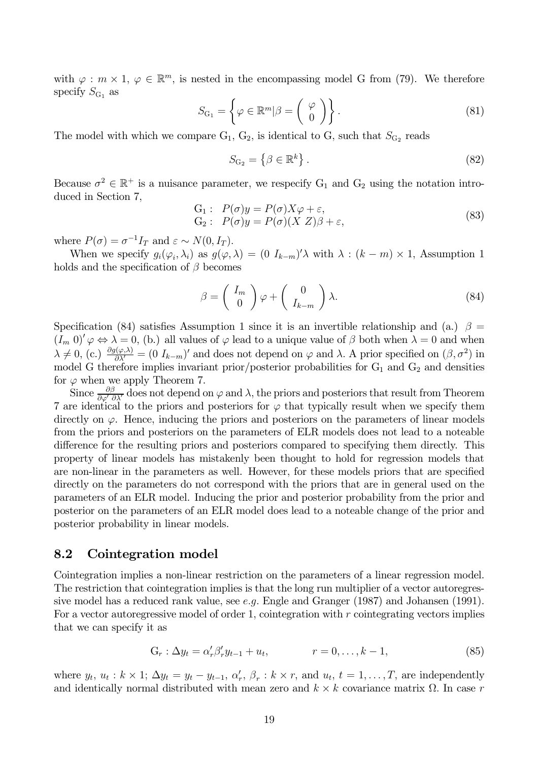with $\varphi : m \times 1$, $\varphi \in \mathbb{R}^m$, is nested in the encompassing model G from (79). We therefore specify $S_{\text{G}_1}$ as

$$S_{\text{G}_1} = \left\{ \varphi \in \mathbb{R}^m | \beta = \begin{pmatrix} \varphi \\ 0 \end{pmatrix} \right\}. \tag{81}$$

The model with which we compare $\text{G}_1$, $\text{G}_2$, is identical to G, such that $S_{\text{G}_2}$ reads

$$S_{\text{G}_2} = \left\{ \beta \in \mathbb{R}^k \right\}. \tag{82}$$

Because $\sigma^2 \in \mathbb{R}^+$ is a nuisance parameter, we respecify $\text{G}_1$ and $\text{G}_2$ using the notation introduced in Section 7,

$$\begin{aligned} \text{G}_1 : \quad & P(\sigma)y = P(\sigma)X\varphi + \varepsilon, \\ \text{G}_2 : \quad & P(\sigma)y = P(\sigma)(X \ Z)\beta + \varepsilon, \end{aligned} \tag{83}$$

where $P(\sigma) = \sigma^{-1} I_T$ and $\varepsilon \sim N(0, I_T)$.

When we specify $g_i(\varphi_i, \lambda_i)$ as $g(\varphi, \lambda) = (0 \ I_{k-m})'\lambda$ with $\lambda : (k-m) \times 1$, Assumption 1 holds and the specification of $\beta$ becomes

$$\beta = \begin{pmatrix} I_m \\ 0 \end{pmatrix} \varphi + \begin{pmatrix} 0 \\ I_{k-m} \end{pmatrix} \lambda. \tag{84}$$

Specification (84) satisfies Assumption 1 since it is an invertible relationship and (a.) $\beta = (I_m \ 0)' \varphi \Leftrightarrow \lambda = 0$, (b.) all values of $\varphi$ lead to a unique value of $\beta$ both when $\lambda = 0$ and when $\lambda \neq 0$, (c.) $\frac{\partial g(\varphi,\lambda)}{\partial \lambda'} = (0 \ I_{k-m})'$ and does not depend on $\varphi$ and $\lambda$. A prior specified on $(\beta, \sigma^2)$ in model G therefore implies invariant prior/posterior probabilities for $\text{G}_1$ and $\text{G}_2$ and densities for $\varphi$ when we apply Theorem 7.

Since $\frac{\partial \beta}{\partial \varphi' \, \partial \lambda'}$ does not depend on $\varphi$ and $\lambda$, the priors and posteriors that result from Theorem 7 are identical to the priors and posteriors for $\varphi$ that typically result when we specify them directly on $\varphi$. Hence, inducing the priors and posteriors on the parameters of linear models from the priors and posteriors on the parameters of ELR models does not lead to a noteable difference for the resulting priors and posteriors compared to specifying them directly. This property of linear models has mistakenly been thought to hold for regression models that are non-linear in the parameters as well. However, for these models priors that are specified directly on the parameters do not correspond with the priors that are in general used on the parameters of an ELR model. Inducing the prior and posterior probability from the prior and posterior on the parameters of an ELR model does lead to a noteable change of the prior and posterior probability in linear models.

## 8.2 Cointegration model

Cointegration implies a non-linear restriction on the parameters of a linear regression model. The restriction that cointegration implies is that the long run multiplier of a vector autoregressive model has a reduced rank value, see *e.g.* Engle and Granger (1987) and Johansen (1991). For a vector autoregressive model of order 1, cointegration with $r$ cointegrating vectors implies that we can specify it as

$$\text{G}_r : \Delta y_t = \alpha_r' \beta_r' y_{t-1} + u_t, \qquad\qquad r = 0, \ldots, k-1, \tag{85}$$

where $y_t$, $u_t : k \times 1$; $\Delta y_t = y_t - y_{t-1}$, $\alpha_r'$, $\beta_r : k \times r$, and $u_t$, $t = 1, \ldots, T$, are independently and identically normal distributed with mean zero and $k \times k$ covariance matrix $\Omega$. In case $r$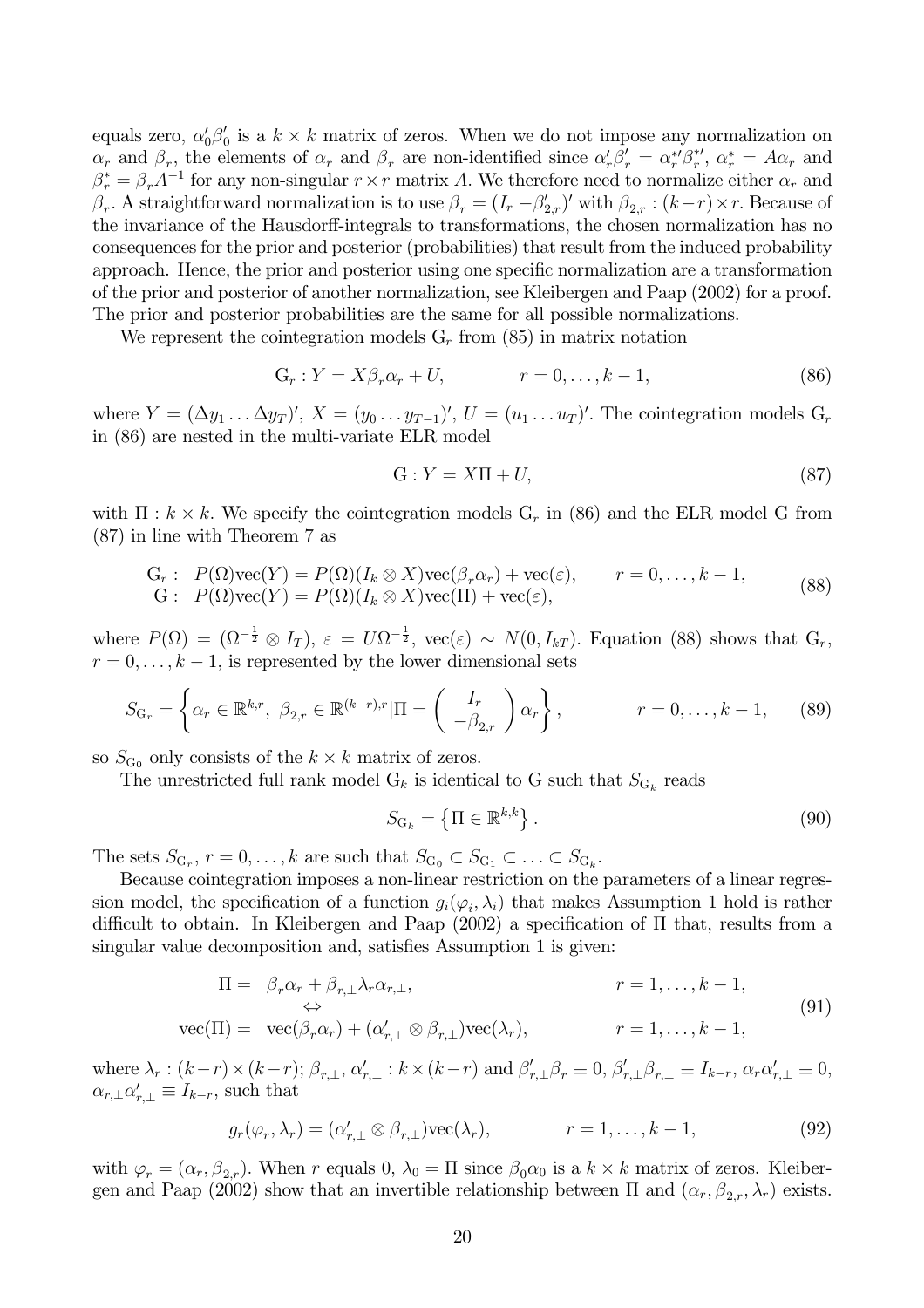equals zero, $\alpha_0'\beta_0'$ is a $k \times k$ matrix of zeros. When we do not impose any normalization on $\alpha_r$ and $\beta_r$, the elements of $\alpha_r$ and $\beta_r$ are non-identified since $\alpha_r'\beta_r' = \alpha_r^{*\prime}\beta_r^{*\prime}$, $\alpha_r^* = A\alpha_r$ and $\beta_r^* = \beta_r A^{-1}$ for any non-singular $r \times r$ matrix $A$. We therefore need to normalize either $\alpha_r$ and $\beta_r$. A straightforward normalization is to use $\beta_r = (I_r \; -\beta_{2,r}')'$ with $\beta_{2,r} : (k-r) \times r$. Because of the invariance of the Hausdorff-integrals to transformations, the chosen normalization has no consequences for the prior and posterior (probabilities) that result from the induced probability approach. Hence, the prior and posterior using one specific normalization are a transformation of the prior and posterior of another normalization, see Kleibergen and Paap (2002) for a proof. The prior and posterior probabilities are the same for all possible normalizations.

We represent the cointegration models $\mathrm{G}_r$ from (85) in matrix notation

$$\mathrm{G}_r : Y = X\beta_r\alpha_r + U, \qquad\qquad r = 0, \ldots, k-1, \tag{86}$$

where $Y = (\Delta y_1 \ldots \Delta y_T)'$, $X = (y_0 \ldots y_{T-1})'$, $U = (u_1 \ldots u_T)'$. The cointegration models $\mathrm{G}_r$ in (86) are nested in the multi-variate ELR model

$$\mathrm{G} : Y = X\Pi + U, \tag{87}$$

with $\Pi : k \times k$. We specify the cointegration models $\mathrm{G}_r$ in (86) and the ELR model G from (87) in line with Theorem 7 as

$$\begin{array}{ll} \mathrm{G}_r : & P(\Omega)\mathrm{vec}(Y) = P(\Omega)(I_k \otimes X)\mathrm{vec}(\beta_r\alpha_r) + \mathrm{vec}(\varepsilon), \qquad r = 0, \ldots, k-1, \\ \mathrm{G} : & P(\Omega)\mathrm{vec}(Y) = P(\Omega)(I_k \otimes X)\mathrm{vec}(\Pi) + \mathrm{vec}(\varepsilon), \end{array} \tag{88}$$

where $P(\Omega) = (\Omega^{-\frac{1}{2}} \otimes I_T)$, $\varepsilon = U\Omega^{-\frac{1}{2}}$, $\mathrm{vec}(\varepsilon) \sim N(0, I_{kT})$. Equation (88) shows that $\mathrm{G}_r$, $r = 0, \ldots, k-1$, is represented by the lower dimensional sets

$$S_{\mathrm{G}_r} = \left\{ \alpha_r \in \mathbb{R}^{k,r},\ \beta_{2,r} \in \mathbb{R}^{(k-r),r} | \Pi = \begin{pmatrix} I_r \\ -\beta_{2,r} \end{pmatrix} \alpha_r \right\}, \qquad\qquad r = 0, \ldots, k-1, \tag{89}$$

so $S_{\mathrm{G}_0}$ only consists of the $k \times k$ matrix of zeros.

The unrestricted full rank model $\mathrm{G}_k$ is identical to G such that $S_{\mathrm{G}_k}$ reads

$$S_{\mathrm{G}_k} = \left\{ \Pi \in \mathbb{R}^{k,k} \right\}. \tag{90}$$

The sets $S_{\mathrm{G}_r}$, $r = 0, \ldots, k$ are such that $S_{\mathrm{G}_0} \subset S_{\mathrm{G}_1} \subset \ldots \subset S_{\mathrm{G}_k}$.

Because cointegration imposes a non-linear restriction on the parameters of a linear regression model, the specification of a function $g_i(\varphi_i, \lambda_i)$ that makes Assumption 1 hold is rather difficult to obtain. In Kleibergen and Paap (2002) a specification of $\Pi$ that, results from a singular value decomposition and, satisfies Assumption 1 is given:

$$\begin{array}{rll} \Pi = & \beta_r\alpha_r + \beta_{r,\perp}\lambda_r\alpha_{r,\perp}, & r = 1, \ldots, k-1, \\ & \Leftrightarrow & \\ \mathrm{vec}(\Pi) = & \mathrm{vec}(\beta_r\alpha_r) + (\alpha_{r,\perp}' \otimes \beta_{r,\perp})\mathrm{vec}(\lambda_r), & r = 1, \ldots, k-1, \end{array} \tag{91}$$

where $\lambda_r : (k-r) \times (k-r)$; $\beta_{r,\perp}, \alpha_{r,\perp}' : k \times (k-r)$ and $\beta_{r,\perp}'\beta_r \equiv 0$, $\beta_{r,\perp}'\beta_{r,\perp} \equiv I_{k-r}$, $\alpha_r\alpha_{r,\perp}' \equiv 0$, $\alpha_{r,\perp}\alpha_{r,\perp}' \equiv I_{k-r}$, such that

$$g_r(\varphi_r, \lambda_r) = (\alpha_{r,\perp}' \otimes \beta_{r,\perp})\mathrm{vec}(\lambda_r), \qquad\qquad r = 1, \ldots, k-1, \tag{92}$$

with $\varphi_r = (\alpha_r, \beta_{2,r})$. When $r$ equals 0, $\lambda_0 = \Pi$ since $\beta_0\alpha_0$ is a $k \times k$ matrix of zeros. Kleibergen and Paap (2002) show that an invertible relationship between $\Pi$ and $(\alpha_r, \beta_{2,r}, \lambda_r)$ exists.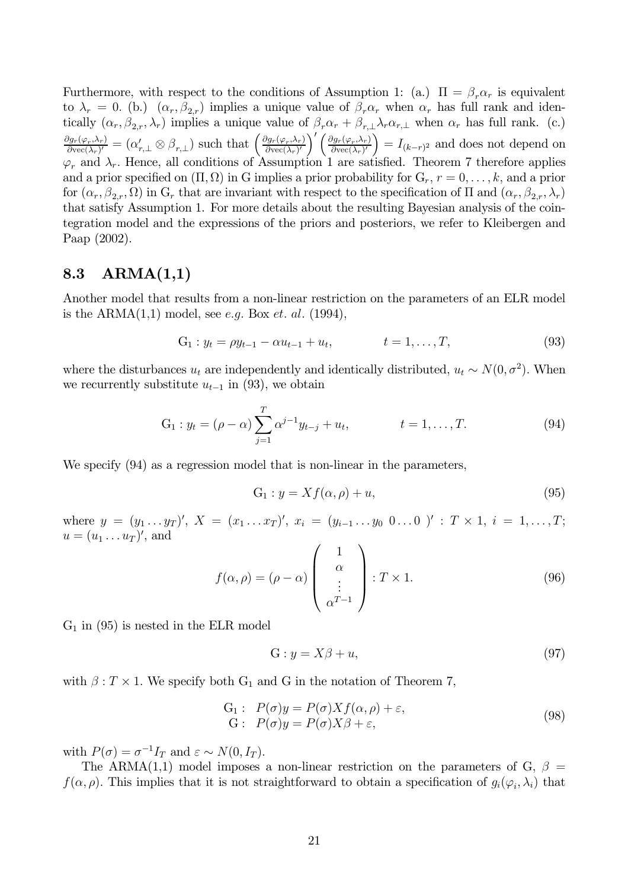Furthermore, with respect to the conditions of Assumption 1: (a.) $\Pi = \beta_r \alpha_r$ is equivalent to $\lambda_r = 0$. (b.) $(\alpha_r, \beta_{2,r})$ implies a unique value of $\beta_r \alpha_r$ when $\alpha_r$ has full rank and identically $(\alpha_r, \beta_{2,r}, \lambda_r)$ implies a unique value of $\beta_r \alpha_r + \beta_{r,\perp} \lambda_r \alpha_{r,\perp}$ when $\alpha_r$ has full rank. (c.) $\frac{\partial g_r(\varphi_r, \lambda_r)}{\partial \text{vec}(\lambda_r)'} = (\alpha'_{r,\perp} \otimes \beta_{r,\perp})$ such that $\left(\frac{\partial g_r(\varphi_r, \lambda_r)}{\partial \text{vec}(\lambda_r)'}\right)' \left(\frac{\partial g_r(\varphi_r, \lambda_r)}{\partial \text{vec}(\lambda_r)'}\right) = I_{(k-r)^2}$ and does not depend on $\varphi_r$ and $\lambda_r$. Hence, all conditions of Assumption 1 are satisfied. Theorem 7 therefore applies and a prior specified on $(\Pi, \Omega)$ in G implies a prior probability for $\text{G}_r$, $r = 0, \ldots, k$, and a prior for $(\alpha_r, \beta_{2,r}, \Omega)$ in $\text{G}_r$ that are invariant with respect to the specification of $\Pi$ and $(\alpha_r, \beta_{2,r}, \lambda_r)$ that satisfy Assumption 1. For more details about the resulting Bayesian analysis of the cointegration model and the expressions of the priors and posteriors, we refer to Kleibergen and Paap (2002).

### 8.3 ARMA(1,1)

Another model that results from a non-linear restriction on the parameters of an ELR model is the ARMA(1,1) model, see *e.g.* Box *et. al.* (1994),

$$\text{G}_1 : y_t = \rho y_{t-1} - \alpha u_{t-1} + u_t, \qquad t = 1, \ldots, T, \tag{93}$$

where the disturbances $u_t$ are independently and identically distributed, $u_t \sim N(0, \sigma^2)$. When we recurrently substitute $u_{t-1}$ in (93), we obtain

$$\text{G}_1 : y_t = (\rho - \alpha) \sum_{j=1}^{T} \alpha^{j-1} y_{t-j} + u_t, \qquad t = 1, \ldots, T. \tag{94}$$

We specify (94) as a regression model that is non-linear in the parameters,

$$\text{G}_1 : y = X f(\alpha, \rho) + u, \tag{95}$$

where $y = (y_1 \ldots y_T)'$, $X = (x_1 \ldots x_T)'$, $x_i = (y_{i-1} \ldots y_0 \; 0 \ldots 0 \;)' : T \times 1$, $i = 1, \ldots, T$; $u = (u_1 \ldots u_T)'$, and

$$f(\alpha, \rho) = (\rho - \alpha) \begin{pmatrix} 1 \\ \alpha \\ \vdots \\ \alpha^{T-1} \end{pmatrix} : T \times 1. \tag{96}$$

$\text{G}_1$ in (95) is nested in the ELR model

$$\text{G} : y = X\beta + u, \tag{97}$$

with $\beta : T \times 1$. We specify both $\text{G}_1$ and G in the notation of Theorem 7,

$$\begin{array}{rl} \text{G}_1 : & P(\sigma) y = P(\sigma) X f(\alpha, \rho) + \varepsilon, \\ \text{G} : & P(\sigma) y = P(\sigma) X \beta + \varepsilon, \end{array} \tag{98}$$

with $P(\sigma) = \sigma^{-1} I_T$ and $\varepsilon \sim N(0, I_T)$.

The ARMA(1,1) model imposes a non-linear restriction on the parameters of G, $\beta = f(\alpha, \rho)$. This implies that it is not straightforward to obtain a specification of $g_i(\varphi_i, \lambda_i)$ that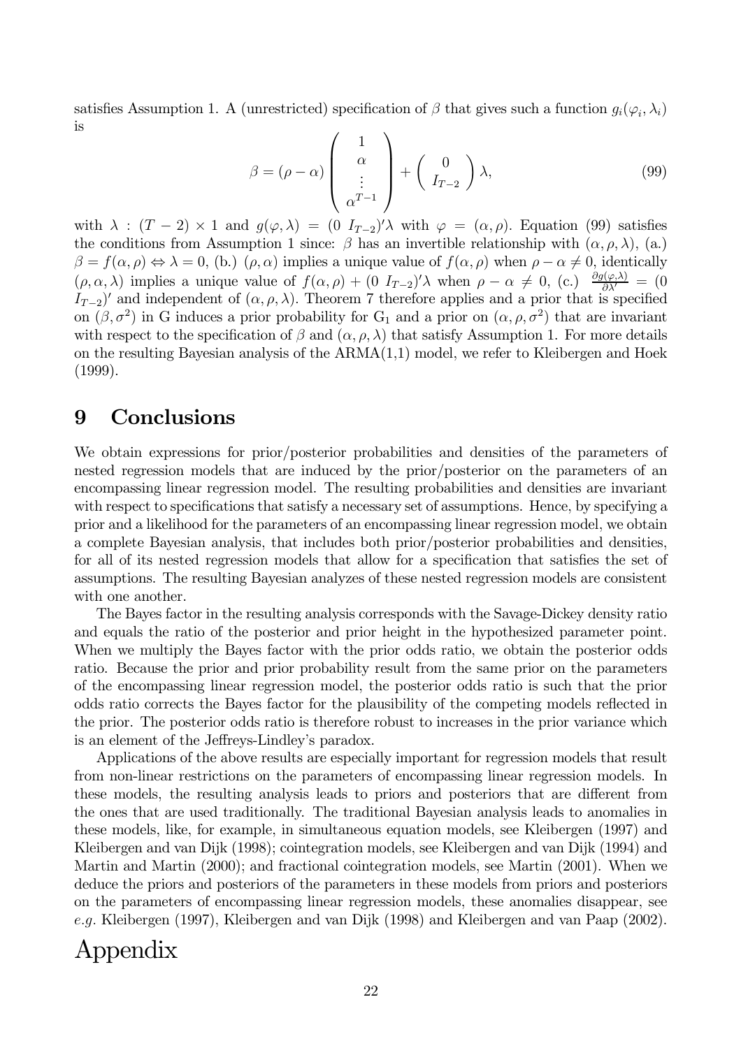satisfies Assumption 1. A (unrestricted) specification of $\beta$ that gives such a function $g_i(\varphi_i, \lambda_i)$ is

$$\beta = (\rho - \alpha) \begin{pmatrix} 1 \\ \alpha \\ \vdots \\ \alpha^{T-1} \end{pmatrix} + \begin{pmatrix} 0 \\ I_{T-2} \end{pmatrix} \lambda, \tag{99}$$

with $\lambda : (T-2) \times 1$ and $g(\varphi, \lambda) = (0 \ I_{T-2})'\lambda$ with $\varphi = (\alpha, \rho)$. Equation (99) satisfies the conditions from Assumption 1 since: $\beta$ has an invertible relationship with $(\alpha, \rho, \lambda)$, (a.) $\beta = f(\alpha, \rho) \Leftrightarrow \lambda = 0$, (b.) $(\rho, \alpha)$ implies a unique value of $f(\alpha, \rho)$ when $\rho - \alpha \neq 0$, identically $(\rho, \alpha, \lambda)$ implies a unique value of $f(\alpha, \rho) + (0 \ I_{T-2})'\lambda$ when $\rho - \alpha \neq 0$, (c.) $\frac{\partial g(\varphi, \lambda)}{\partial \lambda'} = (0 \ I_{T-2})'$ and independent of $(\alpha, \rho, \lambda)$. Theorem 7 therefore applies and a prior that is specified on $(\beta, \sigma^2)$ in G induces a prior probability for $\text{G}_1$ and a prior on $(\alpha, \rho, \sigma^2)$ that are invariant with respect to the specification of $\beta$ and $(\alpha, \rho, \lambda)$ that satisfy Assumption 1. For more details on the resulting Bayesian analysis of the ARMA(1,1) model, we refer to Kleibergen and Hoek (1999).

## 9 Conclusions

We obtain expressions for prior/posterior probabilities and densities of the parameters of nested regression models that are induced by the prior/posterior on the parameters of an encompassing linear regression model. The resulting probabilities and densities are invariant with respect to specifications that satisfy a necessary set of assumptions. Hence, by specifying a prior and a likelihood for the parameters of an encompassing linear regression model, we obtain a complete Bayesian analysis, that includes both prior/posterior probabilities and densities, for all of its nested regression models that allow for a specification that satisfies the set of assumptions. The resulting Bayesian analyzes of these nested regression models are consistent with one another.

The Bayes factor in the resulting analysis corresponds with the Savage-Dickey density ratio and equals the ratio of the posterior and prior height in the hypothesized parameter point. When we multiply the Bayes factor with the prior odds ratio, we obtain the posterior odds ratio. Because the prior and prior probability result from the same prior on the parameters of the encompassing linear regression model, the posterior odds ratio is such that the prior odds ratio corrects the Bayes factor for the plausibility of the competing models reflected in the prior. The posterior odds ratio is therefore robust to increases in the prior variance which is an element of the Jeffreys-Lindley's paradox.

Applications of the above results are especially important for regression models that result from non-linear restrictions on the parameters of encompassing linear regression models. In these models, the resulting analysis leads to priors and posteriors that are different from the ones that are used traditionally. The traditional Bayesian analysis leads to anomalies in these models, like, for example, in simultaneous equation models, see Kleibergen (1997) and Kleibergen and van Dijk (1998); cointegration models, see Kleibergen and van Dijk (1994) and Martin and Martin (2000); and fractional cointegration models, see Martin (2001). When we deduce the priors and posteriors of the parameters in these models from priors and posteriors on the parameters of encompassing linear regression models, these anomalies disappear, see *e.g.* Kleibergen (1997), Kleibergen and van Dijk (1998) and Kleibergen and van Paap (2002).

# Appendix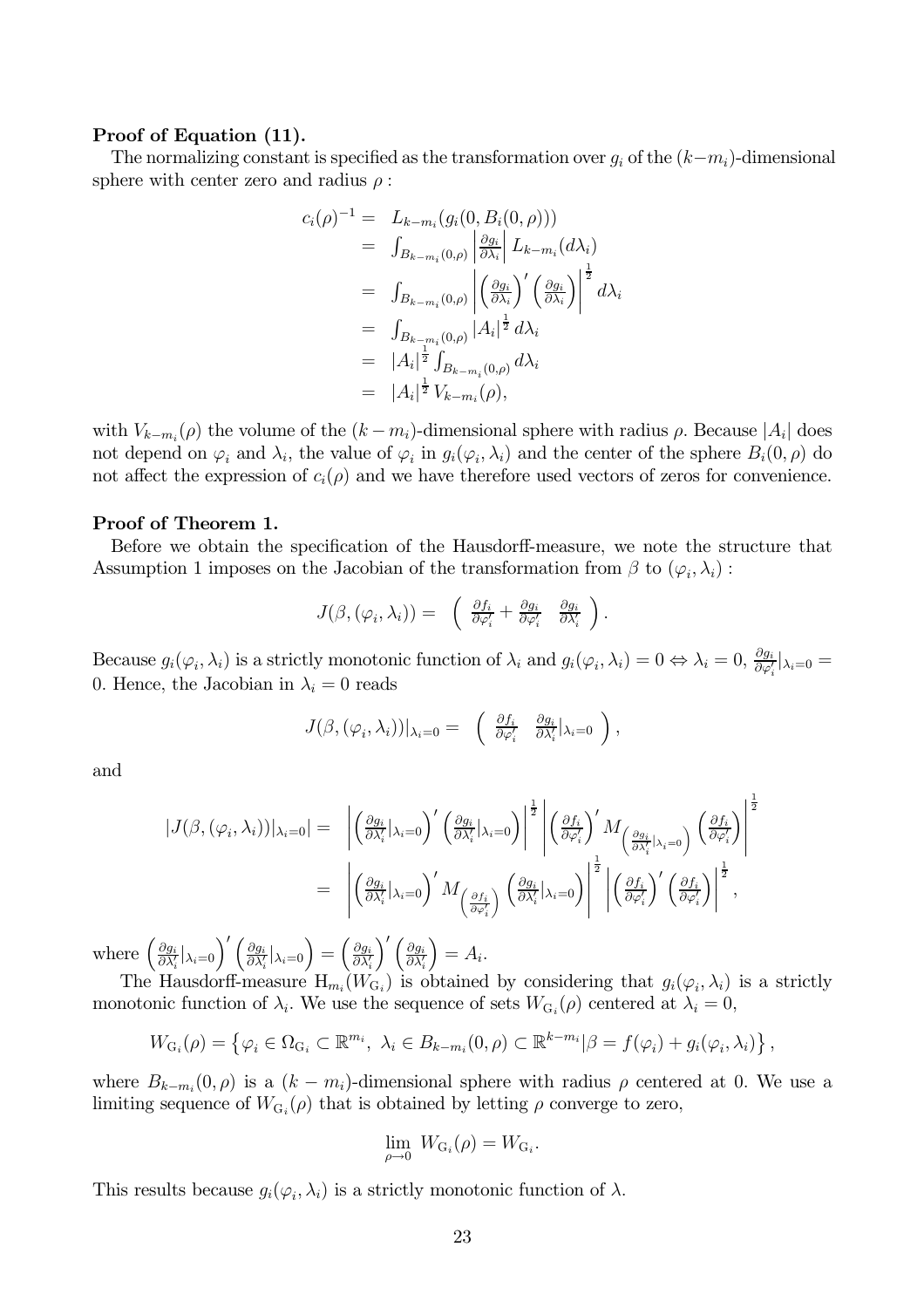**Proof of Equation (11).**

The normalizing constant is specified as the transformation over $g_i$ of the $(k-m_i)$-dimensional sphere with center zero and radius $\rho$ :

$$
\begin{aligned}
c_i(\rho)^{-1} &= L_{k-m_i}(g_i(0, B_i(0,\rho))) \\
&= \int_{B_{k-m_i}(0,\rho)} \left| \frac{\partial g_i}{\partial \lambda_i} \right| L_{k-m_i}(d\lambda_i) \\
&= \int_{B_{k-m_i}(0,\rho)} \left| \left(\frac{\partial g_i}{\partial \lambda_i}\right)' \left(\frac{\partial g_i}{\partial \lambda_i}\right) \right|^{\frac{1}{2}} d\lambda_i \\
&= \int_{B_{k-m_i}(0,\rho)} |A_i|^{\frac{1}{2}} d\lambda_i \\
&= |A_i|^{\frac{1}{2}} \int_{B_{k-m_i}(0,\rho)} d\lambda_i \\
&= |A_i|^{\frac{1}{2}} V_{k-m_i}(\rho),
\end{aligned}
$$

with $V_{k-m_i}(\rho)$ the volume of the $(k-m_i)$-dimensional sphere with radius $\rho$. Because $|A_i|$ does not depend on $\varphi_i$ and $\lambda_i$, the value of $\varphi_i$ in $g_i(\varphi_i, \lambda_i)$ and the center of the sphere $B_i(0,\rho)$ do not affect the expression of $c_i(\rho)$ and we have therefore used vectors of zeros for convenience.

**Proof of Theorem 1.**

Before we obtain the specification of the Hausdorff-measure, we note the structure that Assumption 1 imposes on the Jacobian of the transformation from $\beta$ to $(\varphi_i, \lambda_i)$ :

$$
J(\beta, (\varphi_i, \lambda_i)) = \begin{pmatrix} \frac{\partial f_i}{\partial \varphi_i'} + \frac{\partial g_i}{\partial \varphi_i'} & \frac{\partial g_i}{\partial \lambda_i'} \end{pmatrix}.
$$

Because $g_i(\varphi_i, \lambda_i)$ is a strictly monotonic function of $\lambda_i$ and $g_i(\varphi_i, \lambda_i) = 0 \Leftrightarrow \lambda_i = 0$, $\frac{\partial g_i}{\partial \varphi_i'}|_{\lambda_i=0} = 0$. Hence, the Jacobian in $\lambda_i = 0$ reads

$$
J(\beta, (\varphi_i, \lambda_i))|_{\lambda_i=0} = \begin{pmatrix} \frac{\partial f_i}{\partial \varphi_i'} & \frac{\partial g_i}{\partial \lambda_i'}|_{\lambda_i=0} \end{pmatrix},
$$

and

$$
\begin{aligned}
|J(\beta, (\varphi_i, \lambda_i))|_{\lambda_i=0}| &= \left| \left(\frac{\partial g_i}{\partial \lambda_i'}|_{\lambda_i=0}\right)' \left(\frac{\partial g_i}{\partial \lambda_i'}|_{\lambda_i=0}\right) \right|^{\frac{1}{2}} \left| \left(\frac{\partial f_i}{\partial \varphi_i'}\right)' M_{\left(\frac{\partial g_i}{\partial \lambda_i'}|_{\lambda_i=0}\right)} \left(\frac{\partial f_i}{\partial \varphi_i'}\right) \right|^{\frac{1}{2}} \\
&= \left| \left(\frac{\partial g_i}{\partial \lambda_i'}|_{\lambda_i=0}\right)' M_{\left(\frac{\partial f_i}{\partial \varphi_i'}\right)} \left(\frac{\partial g_i}{\partial \lambda_i'}|_{\lambda_i=0}\right) \right|^{\frac{1}{2}} \left| \left(\frac{\partial f_i}{\partial \varphi_i'}\right)' \left(\frac{\partial f_i}{\partial \varphi_i'}\right) \right|^{\frac{1}{2}},
\end{aligned}
$$

where $\left(\frac{\partial g_i}{\partial \lambda_i'}|_{\lambda_i=0}\right)' \left(\frac{\partial g_i}{\partial \lambda_i'}|_{\lambda_i=0}\right) = \left(\frac{\partial g_i}{\partial \lambda_i'}\right)' \left(\frac{\partial g_i}{\partial \lambda_i'}\right) = A_i$.

The Hausdorff-measure $\mathrm{H}_{m_i}(W_{\mathrm{G}_i})$ is obtained by considering that $g_i(\varphi_i, \lambda_i)$ is a strictly monotonic function of $\lambda_i$. We use the sequence of sets $W_{\mathrm{G}_i}(\rho)$ centered at $\lambda_i = 0$,

$$
W_{\mathrm{G}_i}(\rho) = \left\{ \varphi_i \in \Omega_{\mathrm{G}_i} \subset \mathbb{R}^{m_i},\ \lambda_i \in B_{k-m_i}(0,\rho) \subset \mathbb{R}^{k-m_i} | \beta = f(\varphi_i) + g_i(\varphi_i, \lambda_i) \right\},
$$

where $B_{k-m_i}(0,\rho)$ is a $(k-m_i)$-dimensional sphere with radius $\rho$ centered at 0. We use a limiting sequence of $W_{\mathrm{G}_i}(\rho)$ that is obtained by letting $\rho$ converge to zero,

$$
\lim_{\rho \to 0} W_{\mathrm{G}_i}(\rho) = W_{\mathrm{G}_i}.
$$

This results because $g_i(\varphi_i, \lambda_i)$ is a strictly monotonic function of $\lambda$.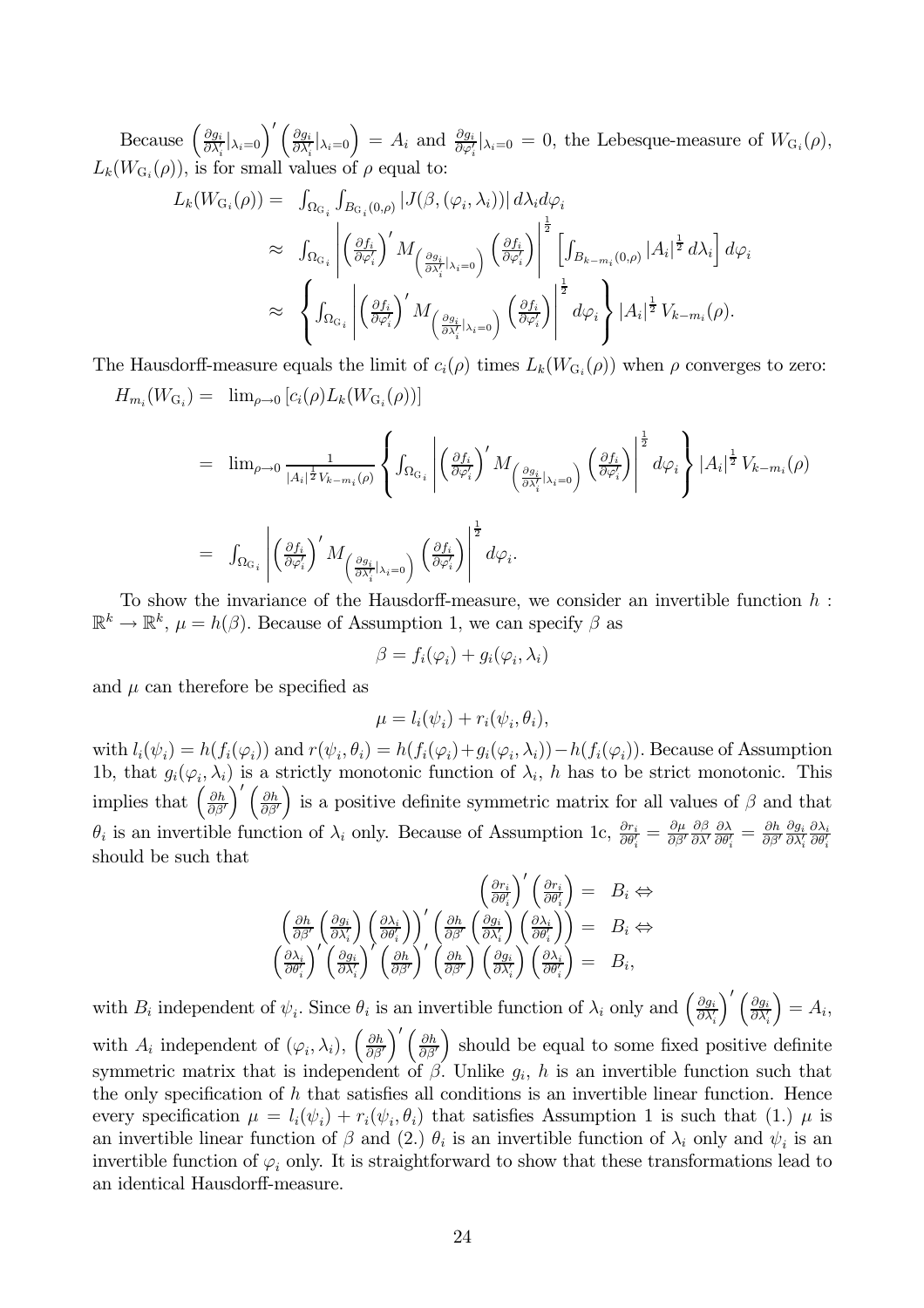Because $\left(\frac{\partial g_i}{\partial \lambda_i'}|_{\lambda_i=0}\right)'\left(\frac{\partial g_i}{\partial \lambda_i'}|_{\lambda_i=0}\right) = A_i$ and $\frac{\partial g_i}{\partial \varphi_i'}|_{\lambda_i=0} = 0$, the Lebesque-measure of $W_{\mathrm{G}_i}(\rho)$, $L_k(W_{\mathrm{G}_i}(\rho))$, is for small values of $\rho$ equal to:

$$
\begin{aligned}
L_k(W_{\mathrm{G}_i}(\rho)) = & \int_{\Omega_{\mathrm{G}_i}} \int_{B_{\mathrm{G}_i}(0,\rho)} |J(\beta,(\varphi_i,\lambda_i))|\, d\lambda_i d\varphi_i \\
\approx & \int_{\Omega_{\mathrm{G}_i}} \left| \left(\frac{\partial f_i}{\partial \varphi_i'}\right)' M_{\left(\frac{\partial g_i}{\partial \lambda_i'}|_{\lambda_i=0}\right)} \left(\frac{\partial f_i}{\partial \varphi_i'}\right) \right|^{\frac{1}{2}} \left[ \int_{B_{k-m_i}(0,\rho)} |A_i|^{\frac{1}{2}} d\lambda_i \right] d\varphi_i \\
\approx & \left\{ \int_{\Omega_{\mathrm{G}_i}} \left| \left(\frac{\partial f_i}{\partial \varphi_i'}\right)' M_{\left(\frac{\partial g_i}{\partial \lambda_i'}|_{\lambda_i=0}\right)} \left(\frac{\partial f_i}{\partial \varphi_i'}\right) \right|^{\frac{1}{2}} d\varphi_i \right\} |A_i|^{\frac{1}{2}} V_{k-m_i}(\rho).
\end{aligned}
$$

The Hausdorff-measure equals the limit of $c_i(\rho)$ times $L_k(W_{\mathrm{G}_i}(\rho))$ when $\rho$ converges to zero:

$$
\begin{aligned}
H_{m_i}(W_{\mathrm{G}_i}) = & \lim_{\rho\to 0} \left[c_i(\rho) L_k(W_{\mathrm{G}_i}(\rho))\right] \\
= & \lim_{\rho\to 0} \frac{1}{|A_i|^{\frac{1}{2}} V_{k-m_i}(\rho)} \left\{ \int_{\Omega_{\mathrm{G}_i}} \left| \left(\frac{\partial f_i}{\partial \varphi_i'}\right)' M_{\left(\frac{\partial g_i}{\partial \lambda_i'}|_{\lambda_i=0}\right)} \left(\frac{\partial f_i}{\partial \varphi_i'}\right) \right|^{\frac{1}{2}} d\varphi_i \right\} |A_i|^{\frac{1}{2}} V_{k-m_i}(\rho) \\
= & \int_{\Omega_{\mathrm{G}_i}} \left| \left(\frac{\partial f_i}{\partial \varphi_i'}\right)' M_{\left(\frac{\partial g_i}{\partial \lambda_i'}|_{\lambda_i=0}\right)} \left(\frac{\partial f_i}{\partial \varphi_i'}\right) \right|^{\frac{1}{2}} d\varphi_i.
\end{aligned}
$$

To show the invariance of the Hausdorff-measure, we consider an invertible function $h: \mathbb{R}^k \to \mathbb{R}^k$, $\mu = h(\beta)$. Because of Assumption 1, we can specify $\beta$ as

$$
\beta = f_i(\varphi_i) + g_i(\varphi_i, \lambda_i)
$$

and $\mu$ can therefore be specified as

$$
\mu = l_i(\psi_i) + r_i(\psi_i, \theta_i),
$$

with $l_i(\psi_i) = h(f_i(\varphi_i))$ and $r(\psi_i,\theta_i) = h(f_i(\varphi_i) + g_i(\varphi_i,\lambda_i)) - h(f_i(\varphi_i))$. Because of Assumption 1b, that $g_i(\varphi_i,\lambda_i)$ is a strictly monotonic function of $\lambda_i$, $h$ has to be strict monotonic. This implies that $\left(\frac{\partial h}{\partial \beta'}\right)'\left(\frac{\partial h}{\partial \beta'}\right)$ is a positive definite symmetric matrix for all values of $\beta$ and that $\theta_i$ is an invertible function of $\lambda_i$ only. Because of Assumption 1c, $\frac{\partial r_i}{\partial \theta_i'} = \frac{\partial \mu}{\partial \beta'}\frac{\partial \beta}{\partial \lambda'}\frac{\partial \lambda}{\partial \theta_i'} = \frac{\partial h}{\partial \beta'}\frac{\partial g_i}{\partial \lambda_i'}\frac{\partial \lambda_i}{\partial \theta_i'}$ should be such that

$$
\begin{aligned}
\left(\frac{\partial r_i}{\partial \theta_i'}\right)'\left(\frac{\partial r_i}{\partial \theta_i'}\right) = & B_i \Leftrightarrow \\
\left(\frac{\partial h}{\partial \beta'}\left(\frac{\partial g_i}{\partial \lambda_i'}\right)\left(\frac{\partial \lambda_i}{\partial \theta_i'}\right)\right)'\left(\frac{\partial h}{\partial \beta'}\left(\frac{\partial g_i}{\partial \lambda_i'}\right)\left(\frac{\partial \lambda_i}{\partial \theta_i'}\right)\right) = & B_i \Leftrightarrow \\
\left(\frac{\partial \lambda_i}{\partial \theta_i'}\right)'\left(\frac{\partial g_i}{\partial \lambda_i'}\right)'\left(\frac{\partial h}{\partial \beta'}\right)'\left(\frac{\partial h}{\partial \beta'}\right)\left(\frac{\partial g_i}{\partial \lambda_i'}\right)\left(\frac{\partial \lambda_i}{\partial \theta_i'}\right) = & B_i,
\end{aligned}
$$

with $B_i$ independent of $\psi_i$. Since $\theta_i$ is an invertible function of $\lambda_i$ only and $\left(\frac{\partial g_i}{\partial \lambda_i'}\right)'\left(\frac{\partial g_i}{\partial \lambda_i'}\right) = A_i$, with $A_i$ independent of $(\varphi_i,\lambda_i)$, $\left(\frac{\partial h}{\partial \beta'}\right)'\left(\frac{\partial h}{\partial \beta'}\right)$ should be equal to some fixed positive definite symmetric matrix that is independent of $\beta$. Unlike $g_i$, $h$ is an invertible function such that the only specification of $h$ that satisfies all conditions is an invertible linear function. Hence every specification $\mu = l_i(\psi_i) + r_i(\psi_i,\theta_i)$ that satisfies Assumption 1 is such that (1.) $\mu$ is an invertible linear function of $\beta$ and (2.) $\theta_i$ is an invertible function of $\lambda_i$ only and $\psi_i$ is an invertible function of $\varphi_i$ only. It is straightforward to show that these transformations lead to an identical Hausdorff-measure.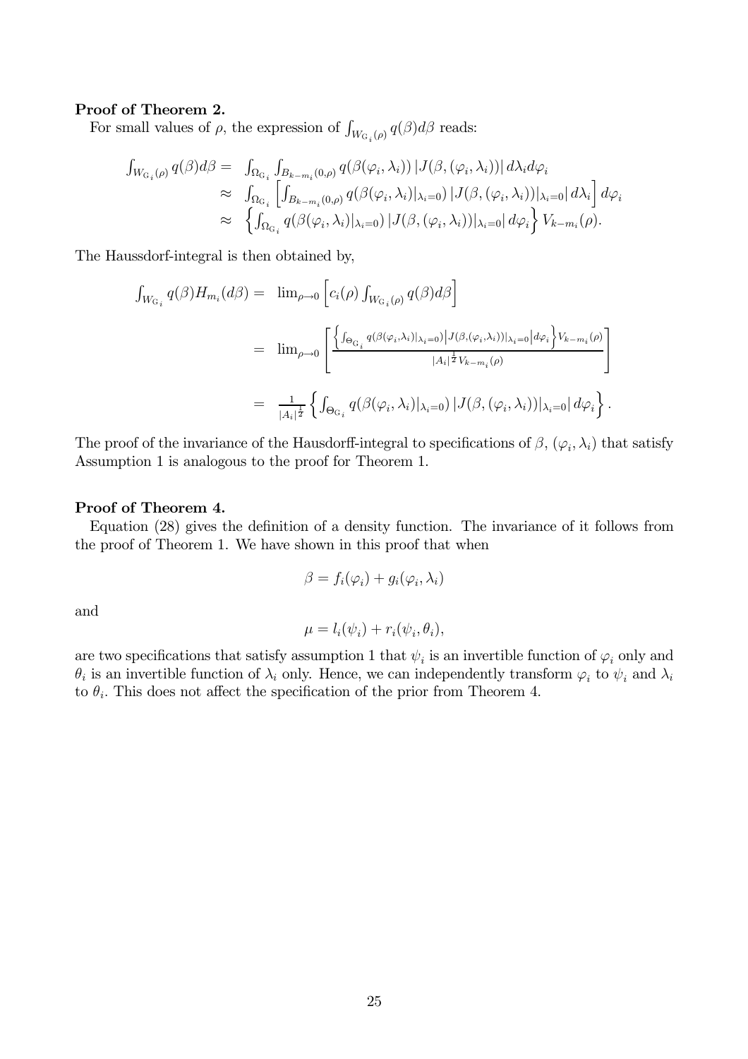**Proof of Theorem 2.**

For small values of $\rho$, the expression of $\int_{W_{G_i}(\rho)} q(\beta)d\beta$ reads:

$$
\begin{aligned}
\int_{W_{G_i}(\rho)} q(\beta)d\beta = & \int_{\Omega_{G_i}} \int_{B_{k-m_i}(0,\rho)} q(\beta(\varphi_i,\lambda_i)) \left| J(\beta,(\varphi_i,\lambda_i)) \right| d\lambda_i d\varphi_i \\
\approx & \int_{\Omega_{G_i}} \left[ \int_{B_{k-m_i}(0,\rho)} q(\beta(\varphi_i,\lambda_i)|_{\lambda_i=0}) \left| J(\beta,(\varphi_i,\lambda_i))|_{\lambda_i=0} \right| d\lambda_i \right] d\varphi_i \\
\approx & \left\{ \int_{\Omega_{G_i}} q(\beta(\varphi_i,\lambda_i)|_{\lambda_i=0}) \left| J(\beta,(\varphi_i,\lambda_i))|_{\lambda_i=0} \right| d\varphi_i \right\} V_{k-m_i}(\rho).
\end{aligned}
$$

The Haussdorf-integral is then obtained by,

$$
\begin{aligned}
\int_{W_{G_i}} q(\beta) H_{m_i}(d\beta) = & \lim_{\rho\to 0} \left[ c_i(\rho) \int_{W_{G_i}(\rho)} q(\beta)d\beta \right] \\
= & \lim_{\rho\to 0} \left[ \frac{\left\{ \int_{\Theta_{G_i}} q(\beta(\varphi_i,\lambda_i)|_{\lambda_i=0}) \left| J(\beta,(\varphi_i,\lambda_i))|_{\lambda_i=0} \right| d\varphi_i \right\} V_{k-m_i}(\rho)}{|A_i|^{\frac{1}{2}} V_{k-m_i}(\rho)} \right] \\
= & \frac{1}{|A_i|^{\frac{1}{2}}} \left\{ \int_{\Theta_{G_i}} q(\beta(\varphi_i,\lambda_i)|_{\lambda_i=0}) \left| J(\beta,(\varphi_i,\lambda_i))|_{\lambda_i=0} \right| d\varphi_i \right\}.
\end{aligned}
$$

The proof of the invariance of the Hausdorff-integral to specifications of $\beta$, $(\varphi_i,\lambda_i)$ that satisfy Assumption 1 is analogous to the proof for Theorem 1.

**Proof of Theorem 4.**

Equation (28) gives the definition of a density function. The invariance of it follows from the proof of Theorem 1. We have shown in this proof that when

$$
\beta = f_i(\varphi_i) + g_i(\varphi_i,\lambda_i)
$$

and

$$
\mu = l_i(\psi_i) + r_i(\psi_i,\theta_i),
$$

are two specifications that satisfy assumption 1 that $\psi_i$ is an invertible function of $\varphi_i$ only and $\theta_i$ is an invertible function of $\lambda_i$ only. Hence, we can independently transform $\varphi_i$ to $\psi_i$ and $\lambda_i$ to $\theta_i$. This does not affect the specification of the prior from Theorem 4.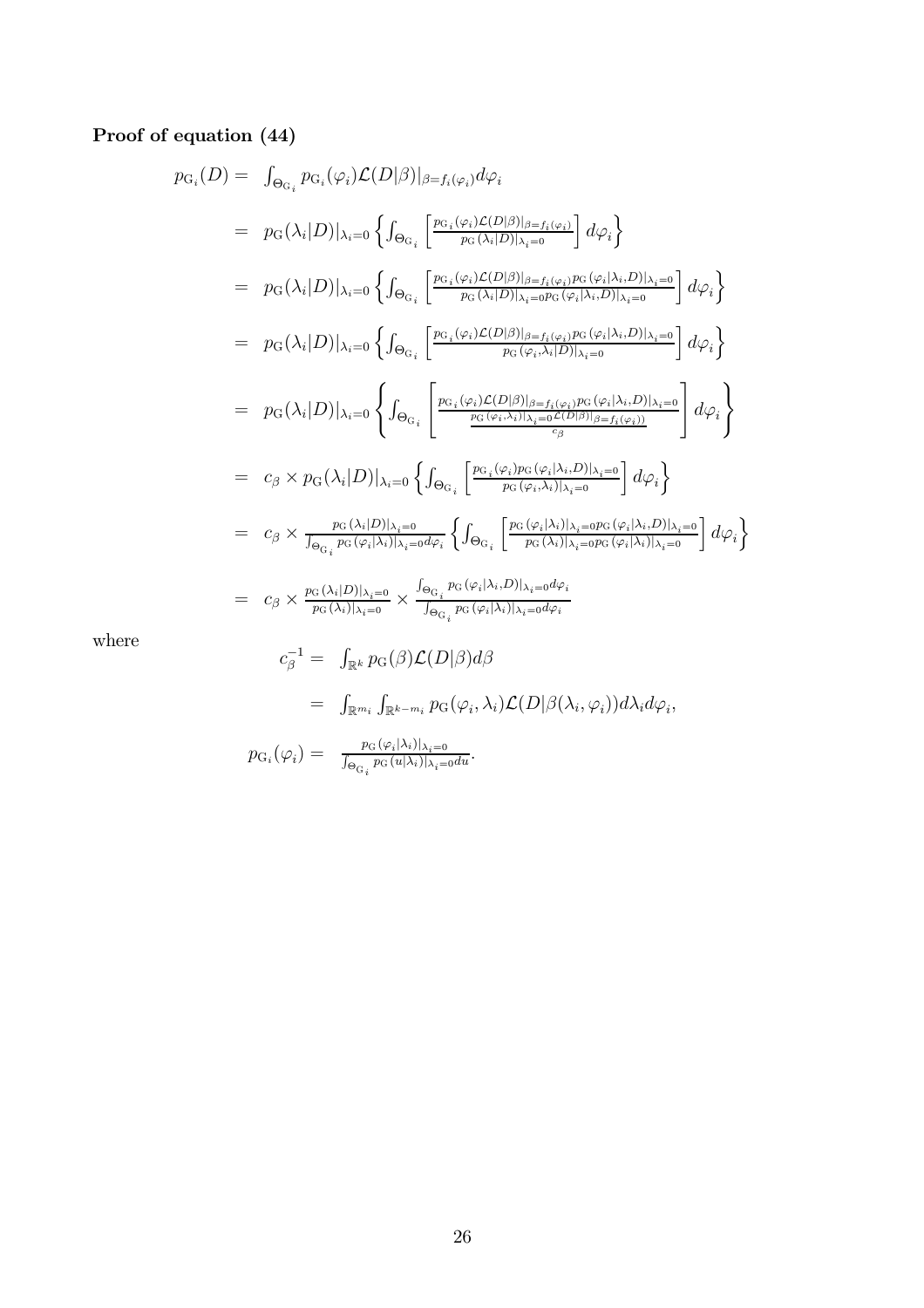**Proof of equation (44)**

$$
\begin{aligned}
p_{\mathrm{G}_i}(D) &= \int_{\Theta_{\mathrm{G}_i}} p_{\mathrm{G}_i}(\varphi_i)\mathcal{L}(D|\beta)|_{\beta=f_i(\varphi_i)} d\varphi_i \\
&= p_{\mathrm{G}}(\lambda_i|D)|_{\lambda_i=0} \left\{ \int_{\Theta_{\mathrm{G}_i}} \left[ \frac{p_{\mathrm{G}_i}(\varphi_i)\mathcal{L}(D|\beta)|_{\beta=f_i(\varphi_i)}}{p_{\mathrm{G}}(\lambda_i|D)|_{\lambda_i=0}} \right] d\varphi_i \right\} \\
&= p_{\mathrm{G}}(\lambda_i|D)|_{\lambda_i=0} \left\{ \int_{\Theta_{\mathrm{G}_i}} \left[ \frac{p_{\mathrm{G}_i}(\varphi_i)\mathcal{L}(D|\beta)|_{\beta=f_i(\varphi_i)} p_{\mathrm{G}}(\varphi_i|\lambda_i, D)|_{\lambda_i=0}}{p_{\mathrm{G}}(\lambda_i|D)|_{\lambda_i=0} p_{\mathrm{G}}(\varphi_i|\lambda_i, D)|_{\lambda_i=0}} \right] d\varphi_i \right\} \\
&= p_{\mathrm{G}}(\lambda_i|D)|_{\lambda_i=0} \left\{ \int_{\Theta_{\mathrm{G}_i}} \left[ \frac{p_{\mathrm{G}_i}(\varphi_i)\mathcal{L}(D|\beta)|_{\beta=f_i(\varphi_i)} p_{\mathrm{G}}(\varphi_i|\lambda_i, D)|_{\lambda_i=0}}{p_{\mathrm{G}}(\varphi_i, \lambda_i|D)|_{\lambda_i=0}} \right] d\varphi_i \right\} \\
&= p_{\mathrm{G}}(\lambda_i|D)|_{\lambda_i=0} \left\{ \int_{\Theta_{\mathrm{G}_i}} \left[ \frac{p_{\mathrm{G}_i}(\varphi_i)\mathcal{L}(D|\beta)|_{\beta=f_i(\varphi_i)} p_{\mathrm{G}}(\varphi_i|\lambda_i, D)|_{\lambda_i=0}}{\frac{p_{\mathrm{G}}(\varphi_i, \lambda_i)|_{\lambda_i=0}\mathcal{L}(D|\beta)|_{\beta=f_i(\varphi_i)}}{c_\beta}} \right] d\varphi_i \right\} \\
&= c_\beta \times p_{\mathrm{G}}(\lambda_i|D)|_{\lambda_i=0} \left\{ \int_{\Theta_{\mathrm{G}_i}} \left[ \frac{p_{\mathrm{G}_i}(\varphi_i) p_{\mathrm{G}}(\varphi_i|\lambda_i, D)|_{\lambda_i=0}}{p_{\mathrm{G}}(\varphi_i, \lambda_i)|_{\lambda_i=0}} \right] d\varphi_i \right\} \\
&= c_\beta \times \frac{p_{\mathrm{G}}(\lambda_i|D)|_{\lambda_i=0}}{\int_{\Theta_{\mathrm{G}_i}} p_{\mathrm{G}}(\varphi_i|\lambda_i)|_{\lambda_i=0} d\varphi_i} \left\{ \int_{\Theta_{\mathrm{G}_i}} \left[ \frac{p_{\mathrm{G}}(\varphi_i|\lambda_i)|_{\lambda_i=0} p_{\mathrm{G}}(\varphi_i|\lambda_i, D)|_{\lambda_i=0}}{p_{\mathrm{G}}(\lambda_i)|_{\lambda_i=0} p_{\mathrm{G}}(\varphi_i|\lambda_i)|_{\lambda_i=0}} \right] d\varphi_i \right\} \\
&= c_\beta \times \frac{p_{\mathrm{G}}(\lambda_i|D)|_{\lambda_i=0}}{p_{\mathrm{G}}(\lambda_i)|_{\lambda_i=0}} \times \frac{\int_{\Theta_{\mathrm{G}_i}} p_{\mathrm{G}}(\varphi_i|\lambda_i, D)|_{\lambda_i=0} d\varphi_i}{\int_{\Theta_{\mathrm{G}_i}} p_{\mathrm{G}}(\varphi_i|\lambda_i)|_{\lambda_i=0} d\varphi_i}
\end{aligned}
$$

where

$$
\begin{aligned}
c_\beta^{-1} &= \int_{\mathbb{R}^k} p_{\mathrm{G}}(\beta)\mathcal{L}(D|\beta)d\beta \\
&= \int_{\mathbb{R}^{m_i}} \int_{\mathbb{R}^{k-m_i}} p_{\mathrm{G}}(\varphi_i, \lambda_i)\mathcal{L}(D|\beta(\lambda_i, \varphi_i)) d\lambda_i d\varphi_i, \\
p_{\mathrm{G}_i}(\varphi_i) &= \frac{p_{\mathrm{G}}(\varphi_i|\lambda_i)|_{\lambda_i=0}}{\int_{\Theta_{\mathrm{G}_i}} p_{\mathrm{G}}(u|\lambda_i)|_{\lambda_i=0} du}.
\end{aligned}
$$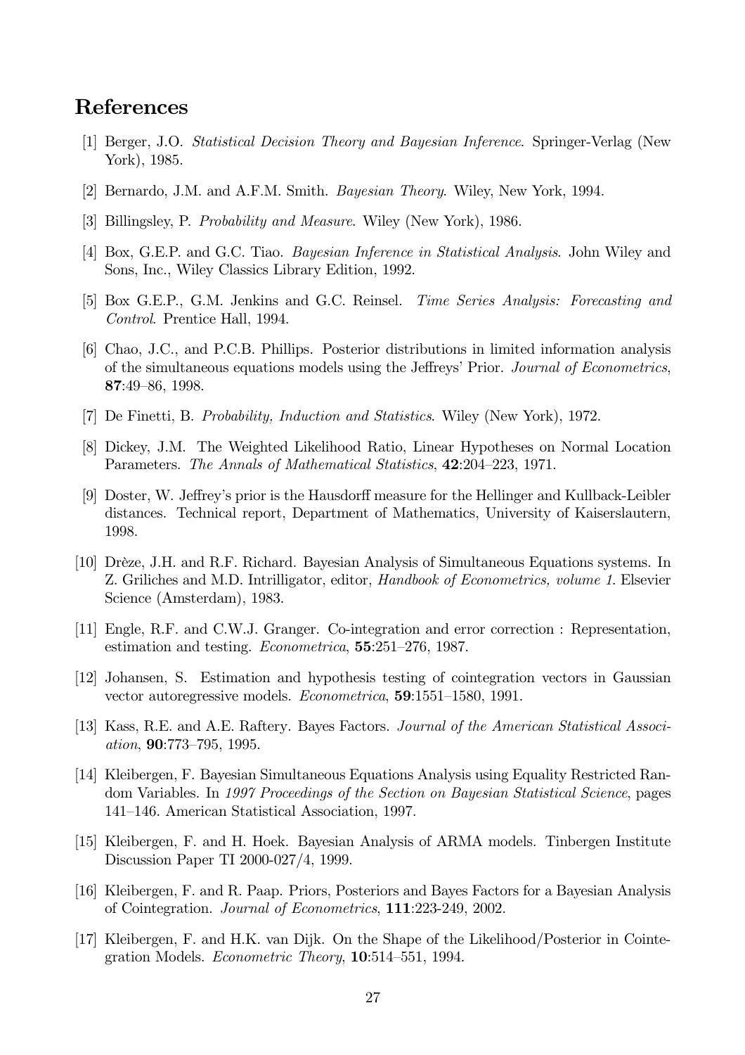## References

[1] Berger, J.O. *Statistical Decision Theory and Bayesian Inference*. Springer-Verlag (New York), 1985.

[2] Bernardo, J.M. and A.F.M. Smith. *Bayesian Theory*. Wiley, New York, 1994.

[3] Billingsley, P. *Probability and Measure*. Wiley (New York), 1986.

[4] Box, G.E.P. and G.C. Tiao. *Bayesian Inference in Statistical Analysis*. John Wiley and Sons, Inc., Wiley Classics Library Edition, 1992.

[5] Box G.E.P., G.M. Jenkins and G.C. Reinsel. *Time Series Analysis: Forecasting and Control*. Prentice Hall, 1994.

[6] Chao, J.C., and P.C.B. Phillips. Posterior distributions in limited information analysis of the simultaneous equations models using the Jeffreys' Prior. *Journal of Econometrics*, **87**:49–86, 1998.

[7] De Finetti, B. *Probability, Induction and Statistics*. Wiley (New York), 1972.

[8] Dickey, J.M. The Weighted Likelihood Ratio, Linear Hypotheses on Normal Location Parameters. *The Annals of Mathematical Statistics*, **42**:204–223, 1971.

[9] Doster, W. Jeffrey's prior is the Hausdorff measure for the Hellinger and Kullback-Leibler distances. Technical report, Department of Mathematics, University of Kaiserslautern, 1998.

[10] Drèze, J.H. and R.F. Richard. Bayesian Analysis of Simultaneous Equations systems. In Z. Griliches and M.D. Intrilligator, editor, *Handbook of Econometrics, volume 1*. Elsevier Science (Amsterdam), 1983.

[11] Engle, R.F. and C.W.J. Granger. Co-integration and error correction : Representation, estimation and testing. *Econometrica*, **55**:251–276, 1987.

[12] Johansen, S. Estimation and hypothesis testing of cointegration vectors in Gaussian vector autoregressive models. *Econometrica*, **59**:1551–1580, 1991.

[13] Kass, R.E. and A.E. Raftery. Bayes Factors. *Journal of the American Statistical Association*, **90**:773–795, 1995.

[14] Kleibergen, F. Bayesian Simultaneous Equations Analysis using Equality Restricted Random Variables. In *1997 Proceedings of the Section on Bayesian Statistical Science*, pages 141–146. American Statistical Association, 1997.

[15] Kleibergen, F. and H. Hoek. Bayesian Analysis of ARMA models. Tinbergen Institute Discussion Paper TI 2000-027/4, 1999.

[16] Kleibergen, F. and R. Paap. Priors, Posteriors and Bayes Factors for a Bayesian Analysis of Cointegration. *Journal of Econometrics*, **111**:223-249, 2002.

[17] Kleibergen, F. and H.K. van Dijk. On the Shape of the Likelihood/Posterior in Cointegration Models. *Econometric Theory*, **10**:514–551, 1994.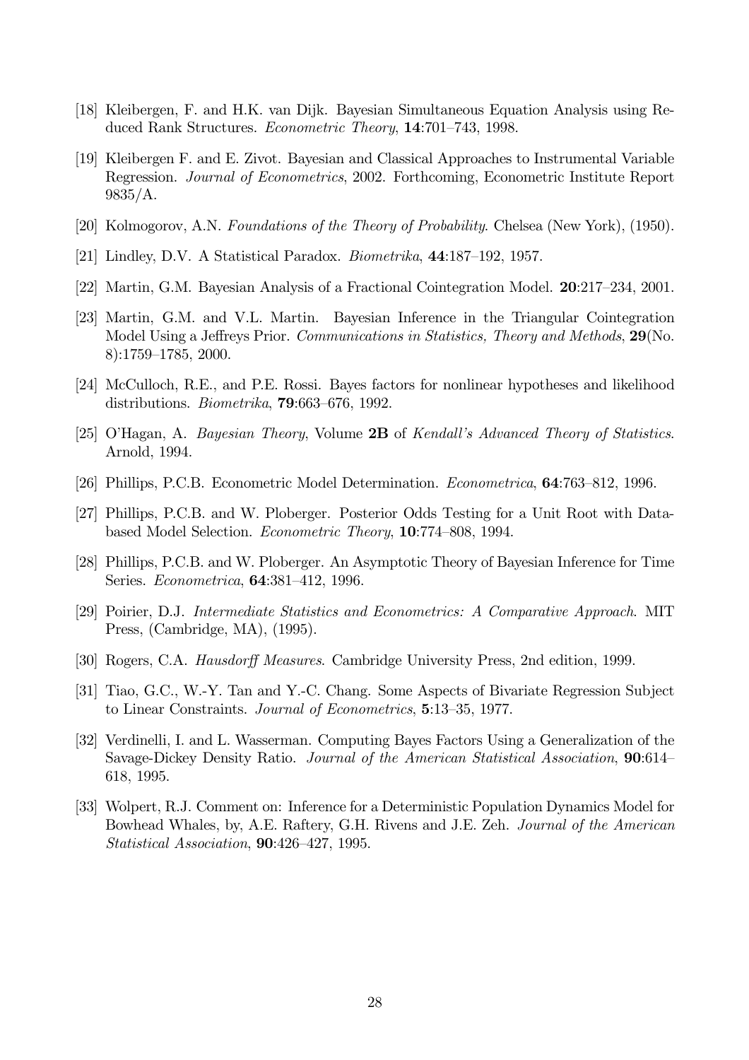[18] Kleibergen, F. and H.K. van Dijk. Bayesian Simultaneous Equation Analysis using Reduced Rank Structures. *Econometric Theory*, **14**:701–743, 1998.

[19] Kleibergen F. and E. Zivot. Bayesian and Classical Approaches to Instrumental Variable Regression. *Journal of Econometrics*, 2002. Forthcoming, Econometric Institute Report 9835/A.

[20] Kolmogorov, A.N. *Foundations of the Theory of Probability*. Chelsea (New York), (1950).

[21] Lindley, D.V. A Statistical Paradox. *Biometrika*, **44**:187–192, 1957.

[22] Martin, G.M. Bayesian Analysis of a Fractional Cointegration Model. **20**:217–234, 2001.

[23] Martin, G.M. and V.L. Martin. Bayesian Inference in the Triangular Cointegration Model Using a Jeffreys Prior. *Communications in Statistics, Theory and Methods*, **29**(No. 8):1759–1785, 2000.

[24] McCulloch, R.E., and P.E. Rossi. Bayes factors for nonlinear hypotheses and likelihood distributions. *Biometrika*, **79**:663–676, 1992.

[25] O'Hagan, A. *Bayesian Theory*, Volume **2B** of *Kendall's Advanced Theory of Statistics*. Arnold, 1994.

[26] Phillips, P.C.B. Econometric Model Determination. *Econometrica*, **64**:763–812, 1996.

[27] Phillips, P.C.B. and W. Ploberger. Posterior Odds Testing for a Unit Root with Data-based Model Selection. *Econometric Theory*, **10**:774–808, 1994.

[28] Phillips, P.C.B. and W. Ploberger. An Asymptotic Theory of Bayesian Inference for Time Series. *Econometrica*, **64**:381–412, 1996.

[29] Poirier, D.J. *Intermediate Statistics and Econometrics: A Comparative Approach*. MIT Press, (Cambridge, MA), (1995).

[30] Rogers, C.A. *Hausdorff Measures*. Cambridge University Press, 2nd edition, 1999.

[31] Tiao, G.C., W.-Y. Tan and Y.-C. Chang. Some Aspects of Bivariate Regression Subject to Linear Constraints. *Journal of Econometrics*, **5**:13–35, 1977.

[32] Verdinelli, I. and L. Wasserman. Computing Bayes Factors Using a Generalization of the Savage-Dickey Density Ratio. *Journal of the American Statistical Association*, **90**:614–618, 1995.

[33] Wolpert, R.J. Comment on: Inference for a Deterministic Population Dynamics Model for Bowhead Whales, by, A.E. Raftery, G.H. Rivens and J.E. Zeh. *Journal of the American Statistical Association*, **90**:426–427, 1995.